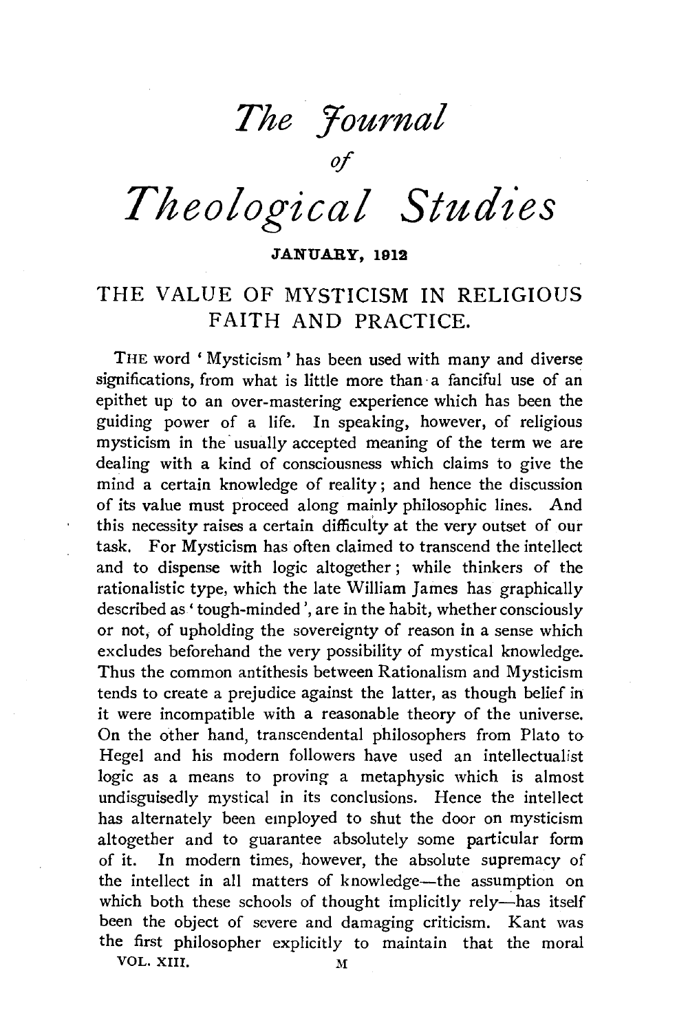# *The Journal of Theological Studies*

**JANUARY, 1912**

## THE VALUE OF MYSTICISM IN RELIGIOUS FAITH AND PRACTICE.

THE word 'Mysticism' has been used with many and diverse significations, from what is little more than a fanciful use of an epithet up to an over-mastering experience which has been the guiding power of a life. In speaking, however, of religious mysticism in the usually accepted meaning of the term we are dealing with a kind of consciousness which claims to give the mind a certain knowledge of reality; and hence the discussion of its value must proceed along mainly philosophic lines. And this necessity raises a certain difficulty at the very outset of our task. For Mysticism has often claimed to transcend the intellect and to dispense with logic altogether; while thinkers of the rationalistic type, which the late William James has graphically described as 'tough-minded', are in the habit, whether consciously or not, of upholding the sovereignty of reason in a sense which excludes beforehand the very possibility of mystical knowledge. Thus the common antithesis between Rationalism and Mysticism tends to create a prejudice against the latter, as though belief in it were incompatible with a reasonable theory of the universe. On the other hand, transcendental philosophers from Plato to Hegel and his modern followers have used an intellectualist logic as a means to proving a metaphysic which is almost undisguisedly mystical in its conclusions. Hence the intellect has alternately been employed to shut the door on mysticism altogether and to guarantee absolutely some particular form of it. In modern times, however, the absolute supremacy of the intellect in all matters of knowledge—the assumption on which both these schools of thought implicitly rely—has itself been the object of severe and damaging criticism. Kant was the first philosopher explicitly to maintain that the moral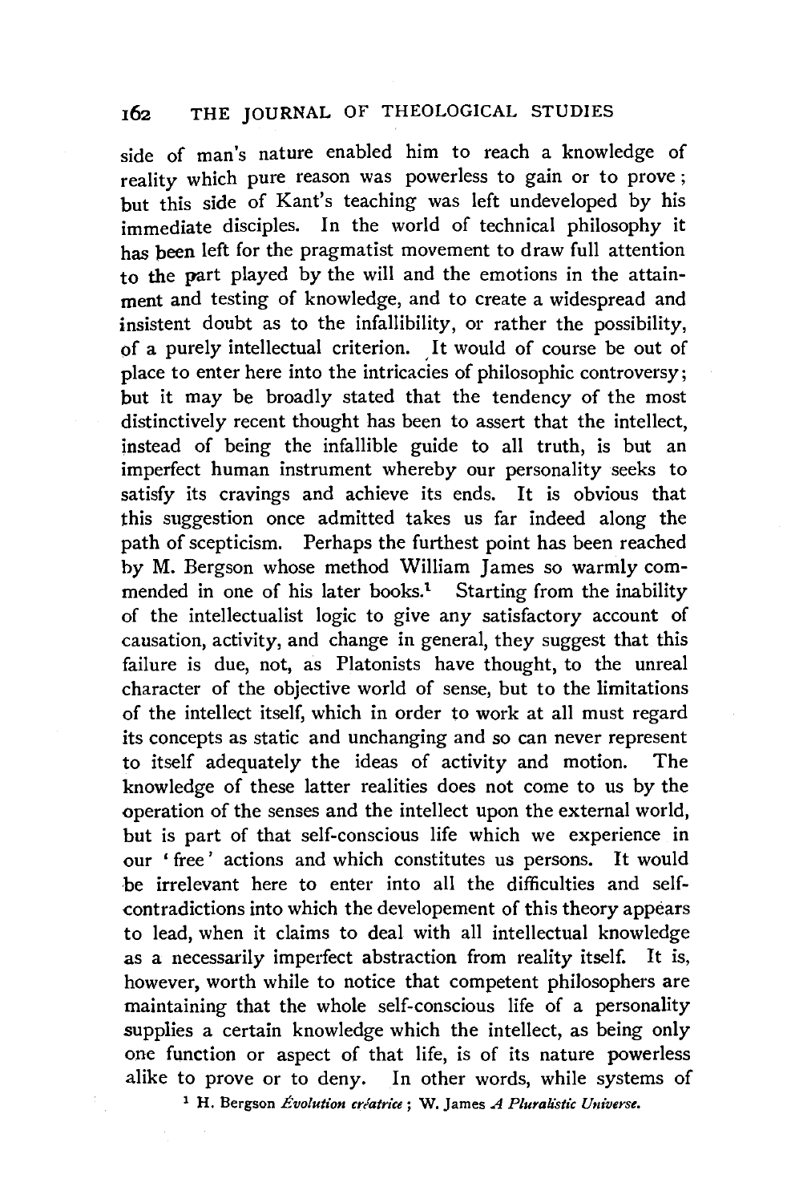side of man's nature enabled him to reach a knowledge of reality which pure reason was powerless to gain or to prove; but this side of Kant's teaching was left undeveloped by his immediate disciples. In the world of technical philosophy it has been left for the pragmatist movement to draw full attention to the part played by the will and the emotions in the attainment and testing of knowledge, and to create a widespread and insistent doubt as to the infallibility, or rather the possibility, of a purely intellectual criterion. It would of course be out of place to enter here into the intricacies of philosophic controversy; but it may be broadly stated that the tendency of the most distinctively recent thought has been to assert that the intellect, instead of being the infallible guide to all truth, is but an imperfect human instrument whereby our personality seeks to satisfy its cravings and achieve its ends. It is obvious that this suggestion once admitted takes us far indeed along the path of scepticism. Perhaps the furthest point has been reached by M. Bergson whose method William James so warmly commended in one of his later books.[1] Starting from the inability of the intellectualist logic to give any satisfactory account of causation, activity, and change in general, they suggest that this failure is due, not, as Platonists have thought, to the unreal character of the objective world of sense, but to the limitations of the intellect itself, which in order to work at all must regard its concepts as static and unchanging and so can never represent to itself adequately the ideas of activity and motion. The knowledge of these latter realities does not come to us by the operation of the senses and the intellect upon the external world, but is part of that self-conscious life which we experience in our 'free' actions and which constitutes us persons. It would be irrelevant here to enter into all the difficulties and self-contradictions into which the developement of this theory appears to lead, when it claims to deal with all intellectual knowledge as a necessarily imperfect abstraction from reality itself. It is, however, worth while to notice that competent philosophers are maintaining that the whole self-conscious life of a personality supplies a certain knowledge which the intellect, as being only one function or aspect of that life, is of its nature powerless alike to prove or to deny. In other words, while systems of

[1] H. Bergson *Évolution créatrice*; W. James *A Pluralistic Universe*.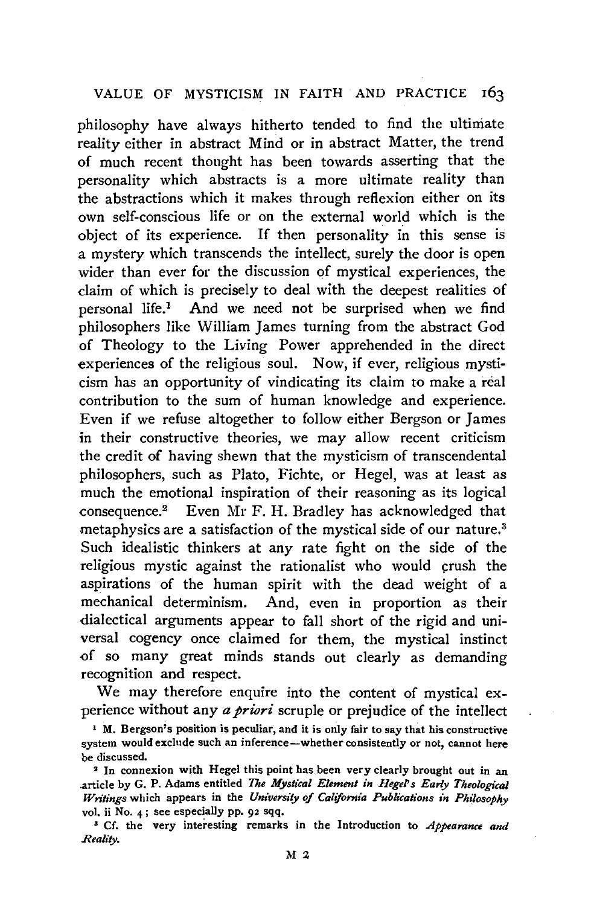philosophy have always hitherto tended to find the ultimate reality either in abstract Mind or in abstract Matter, the trend of much recent thought has been towards asserting that the personality which abstracts is a more ultimate reality than the abstractions which it makes through reflexion either on its own self-conscious life or on the external world which is the object of its experience. If then personality in this sense is a mystery which transcends the intellect, surely the door is open wider than ever for the discussion of mystical experiences, the claim of which is precisely to deal with the deepest realities of personal life.[1] And we need not be surprised when we find philosophers like William James turning from the abstract God of Theology to the Living Power apprehended in the direct experiences of the religious soul. Now, if ever, religious mysticism has an opportunity of vindicating its claim to make a real contribution to the sum of human knowledge and experience. Even if we refuse altogether to follow either Bergson or James in their constructive theories, we may allow recent criticism the credit of having shewn that the mysticism of transcendental philosophers, such as Plato, Fichte, or Hegel, was at least as much the emotional inspiration of their reasoning as its logical consequence.[2] Even Mr F. H. Bradley has acknowledged that metaphysics are a satisfaction of the mystical side of our nature.[3] Such idealistic thinkers at any rate fight on the side of the religious mystic against the rationalist who would crush the aspirations of the human spirit with the dead weight of a mechanical determinism. And, even in proportion as their dialectical arguments appear to fall short of the rigid and universal cogency once claimed for them, the mystical instinct of so many great minds stands out clearly as demanding recognition and respect.

We may therefore enquire into the content of mystical experience without any *a priori* scruple or prejudice of the intellect

[1] M. Bergson's position is peculiar, and it is only fair to say that his constructive system would exclude such an inference—whether consistently or not, cannot here be discussed.

[2] In connexion with Hegel this point has been very clearly brought out in an article by G. P. Adams entitled *The Mystical Element in Hegel's Early Theological Writings* which appears in the *University of California Publications in Philosophy* vol. ii No. 4; see especially pp. 92 sqq.

[3] Cf. the very interesting remarks in the Introduction to *Appearance and Reality.*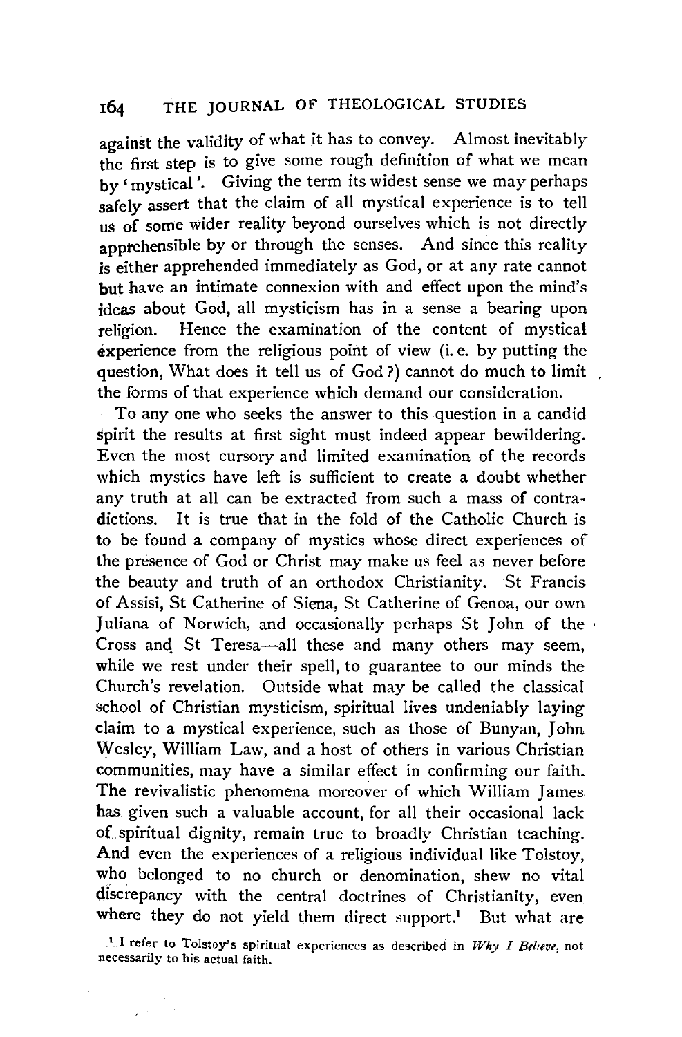against the validity of what it has to convey. Almost inevitably the first step is to give some rough definition of what we mean by 'mystical'. Giving the term its widest sense we may perhaps safely assert that the claim of all mystical experience is to tell us of some wider reality beyond ourselves which is not directly apprehensible by or through the senses. And since this reality is either apprehended immediately as God, or at any rate cannot but have an intimate connexion with and effect upon the mind's ideas about God, all mysticism has in a sense a bearing upon religion. Hence the examination of the content of mystical experience from the religious point of view (i. e. by putting the question, What does it tell us of God?) cannot do much to limit the forms of that experience which demand our consideration.

To any one who seeks the answer to this question in a candid spirit the results at first sight must indeed appear bewildering. Even the most cursory and limited examination of the records which mystics have left is sufficient to create a doubt whether any truth at all can be extracted from such a mass of contradictions. It is true that in the fold of the Catholic Church is to be found a company of mystics whose direct experiences of the presence of God or Christ may make us feel as never before the beauty and truth of an orthodox Christianity. St Francis of Assisi, St Catherine of Siena, St Catherine of Genoa, our own Juliana of Norwich, and occasionally perhaps St John of the Cross and St Teresa—all these and many others may seem, while we rest under their spell, to guarantee to our minds the Church's revelation. Outside what may be called the classical school of Christian mysticism, spiritual lives undeniably laying claim to a mystical experience, such as those of Bunyan, John Wesley, William Law, and a host of others in various Christian communities, may have a similar effect in confirming our faith. The revivalistic phenomena moreover of which William James has given such a valuable account, for all their occasional lack of spiritual dignity, remain true to broadly Christian teaching. And even the experiences of a religious individual like Tolstoy, who belonged to no church or denomination, shew no vital discrepancy with the central doctrines of Christianity, even where they do not yield them direct support.[1] But what are

[1] I refer to Tolstoy's spiritual experiences as described in *Why I Believe*, not necessarily to his actual faith.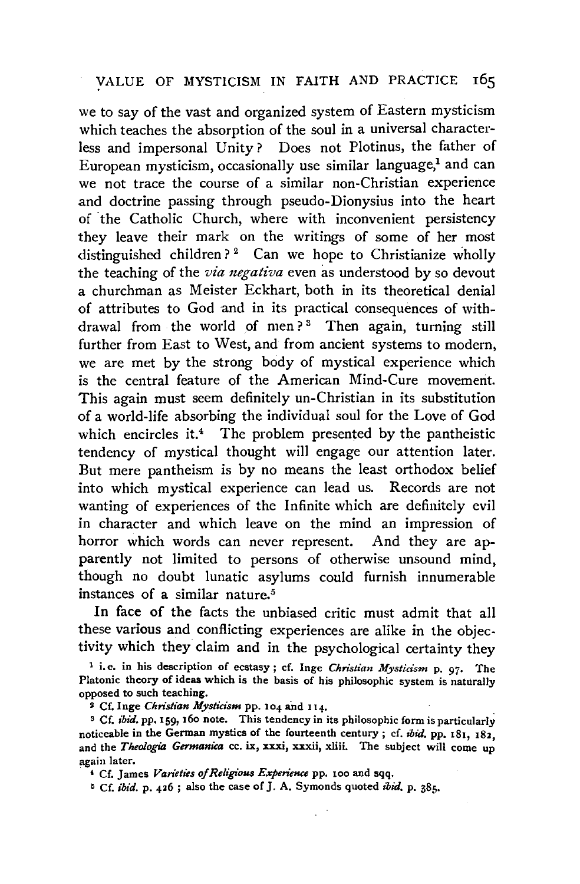we to say of the vast and organized system of Eastern mysticism which teaches the absorption of the soul in a universal characterless and impersonal Unity? Does not Plotinus, the father of European mysticism, occasionally use similar language,[1] and can we not trace the course of a similar non-Christian experience and doctrine passing through pseudo-Dionysius into the heart of the Catholic Church, where with inconvenient persistency they leave their mark on the writings of some of her most distinguished children?[2] Can we hope to Christianize wholly the teaching of the *via negativa* even as understood by so devout a churchman as Meister Eckhart, both in its theoretical denial of attributes to God and in its practical consequences of withdrawal from the world of men?[3] Then again, turning still further from East to West, and from ancient systems to modern, we are met by the strong body of mystical experience which is the central feature of the American Mind-Cure movement. This again must seem definitely un-Christian in its substitution of a world-life absorbing the individual soul for the Love of God which encircles it.[4] The problem presented by the pantheistic tendency of mystical thought will engage our attention later. But mere pantheism is by no means the least orthodox belief into which mystical experience can lead us. Records are not wanting of experiences of the Infinite which are definitely evil in character and which leave on the mind an impression of horror which words can never represent. And they are apparently not limited to persons of otherwise unsound mind, though no doubt lunatic asylums could furnish innumerable instances of a similar nature.[5]

In face of the facts the unbiased critic must admit that all these various and conflicting experiences are alike in the objectivity which they claim and in the psychological certainty they

---

[1] i.e. in his description of ecstasy; cf. Inge *Christian Mysticism* p. 97. The Platonic theory of ideas which is the basis of his philosophic system is naturally opposed to such teaching.

[2] Cf. Inge *Christian Mysticism* pp. 104 and 114.

[3] Cf. *ibid.* pp. 159, 160 note. This tendency in its philosophic form is particularly noticeable in the German mystics of the fourteenth century; cf. *ibid.* pp. 181, 182, and the *Theologia Germanica* cc. ix, xxxi, xxxii, xliii. The subject will come up again later.

[4] Cf. James *Varieties of Religious Experience* pp. 100 and sqq.

[5] Cf. *ibid.* p. 426; also the case of J. A. Symonds quoted *ibid.* p. 385.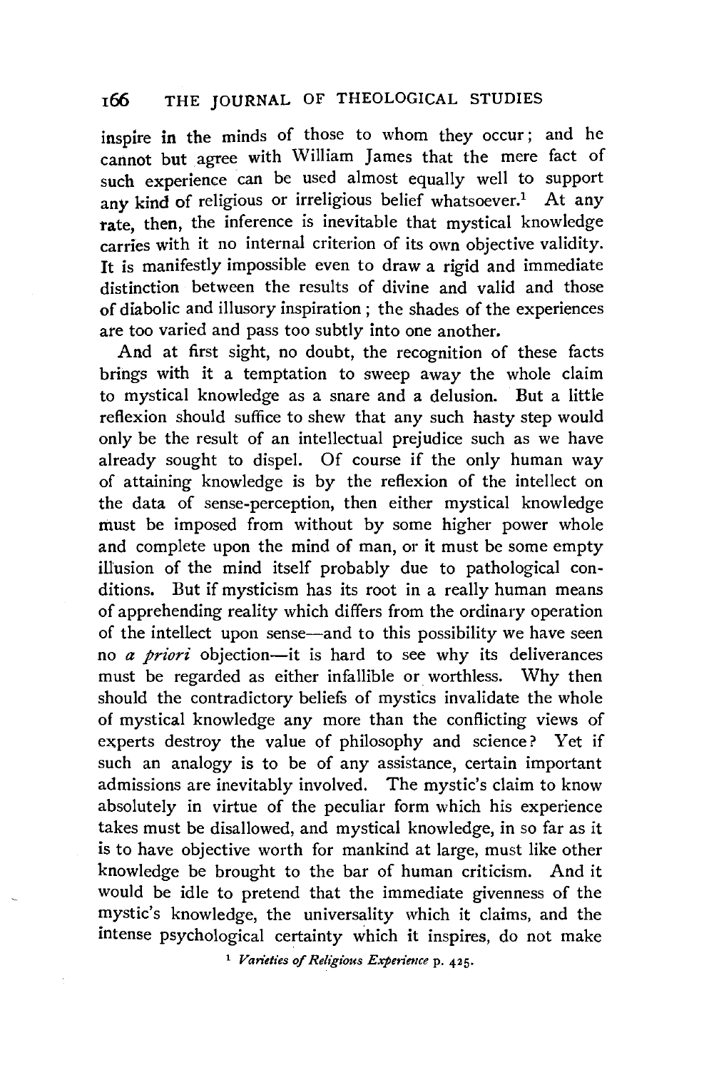inspire in the minds of those to whom they occur; and he cannot but agree with William James that the mere fact of such experience can be used almost equally well to support any kind of religious or irreligious belief whatsoever.[1] At any rate, then, the inference is inevitable that mystical knowledge carries with it no internal criterion of its own objective validity. It is manifestly impossible even to draw a rigid and immediate distinction between the results of divine and valid and those of diabolic and illusory inspiration; the shades of the experiences are too varied and pass too subtly into one another.

And at first sight, no doubt, the recognition of these facts brings with it a temptation to sweep away the whole claim to mystical knowledge as a snare and a delusion. But a little reflexion should suffice to shew that any such hasty step would only be the result of an intellectual prejudice such as we have already sought to dispel. Of course if the only human way of attaining knowledge is by the reflexion of the intellect on the data of sense-perception, then either mystical knowledge must be imposed from without by some higher power whole and complete upon the mind of man, or it must be some empty illusion of the mind itself probably due to pathological conditions. But if mysticism has its root in a really human means of apprehending reality which differs from the ordinary operation of the intellect upon sense—and to this possibility we have seen no *a priori* objection—it is hard to see why its deliverances must be regarded as either infallible or worthless. Why then should the contradictory beliefs of mystics invalidate the whole of mystical knowledge any more than the conflicting views of experts destroy the value of philosophy and science? Yet if such an analogy is to be of any assistance, certain important admissions are inevitably involved. The mystic's claim to know absolutely in virtue of the peculiar form which his experience takes must be disallowed, and mystical knowledge, in so far as it is to have objective worth for mankind at large, must like other knowledge be brought to the bar of human criticism. And it would be idle to pretend that the immediate givenness of the mystic's knowledge, the universality which it claims, and the intense psychological certainty which it inspires, do not make

[1] *Varieties of Religious Experience* p. 425.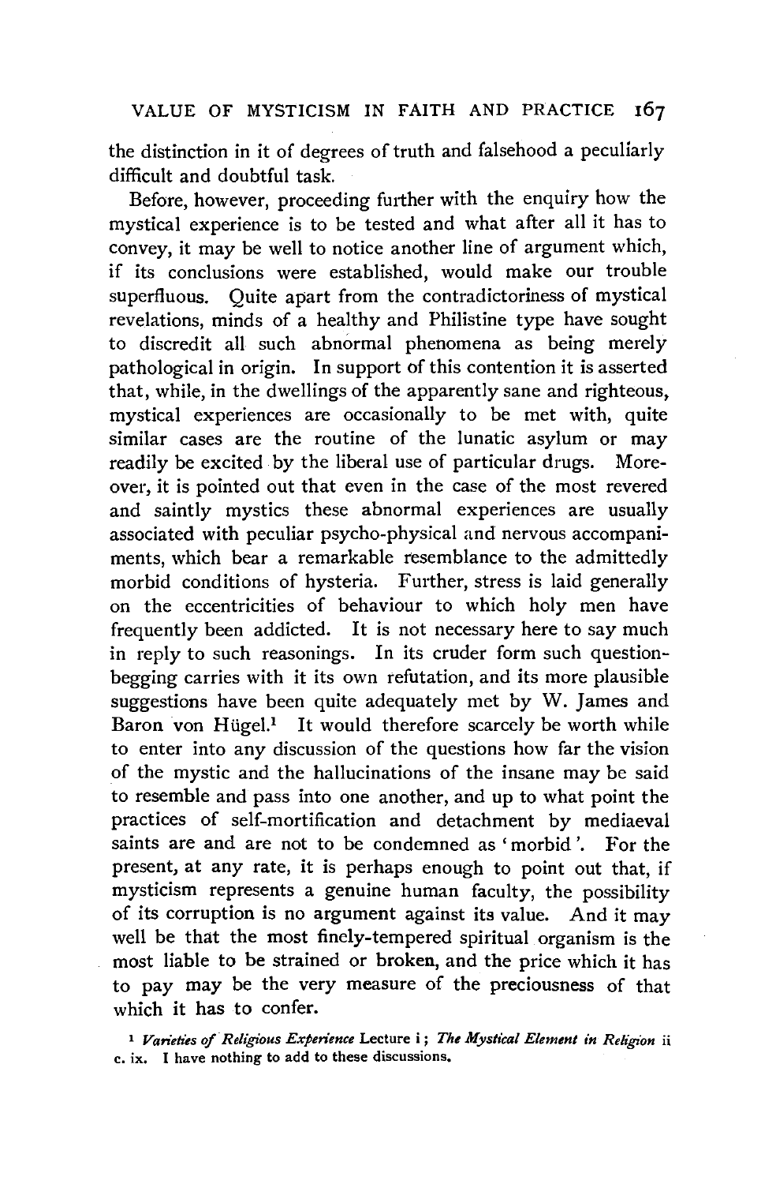the distinction in it of degrees of truth and falsehood a peculiarly difficult and doubtful task.

Before, however, proceeding further with the enquiry how the mystical experience is to be tested and what after all it has to convey, it may be well to notice another line of argument which, if its conclusions were established, would make our trouble superfluous. Quite apart from the contradictoriness of mystical revelations, minds of a healthy and Philistine type have sought to discredit all such abnormal phenomena as being merely pathological in origin. In support of this contention it is asserted that, while, in the dwellings of the apparently sane and righteous, mystical experiences are occasionally to be met with, quite similar cases are the routine of the lunatic asylum or may readily be excited by the liberal use of particular drugs. Moreover, it is pointed out that even in the case of the most revered and saintly mystics these abnormal experiences are usually associated with peculiar psycho-physical and nervous accompaniments, which bear a remarkable resemblance to the admittedly morbid conditions of hysteria. Further, stress is laid generally on the eccentricities of behaviour to which holy men have frequently been addicted. It is not necessary here to say much in reply to such reasonings. In its cruder form such question-begging carries with it its own refutation, and its more plausible suggestions have been quite adequately met by W. James and Baron von Hügel.[1] It would therefore scarcely be worth while to enter into any discussion of the questions how far the vision of the mystic and the hallucinations of the insane may be said to resemble and pass into one another, and up to what point the practices of self-mortification and detachment by mediaeval saints are and are not to be condemned as 'morbid'. For the present, at any rate, it is perhaps enough to point out that, if mysticism represents a genuine human faculty, the possibility of its corruption is no argument against its value. And it may well be that the most finely-tempered spiritual organism is the most liable to be strained or broken, and the price which it has to pay may be the very measure of the preciousness of that which it has to confer.

[1] *Varieties of Religious Experience* Lecture i; *The Mystical Element in Religion* ii c. ix. I have nothing to add to these discussions.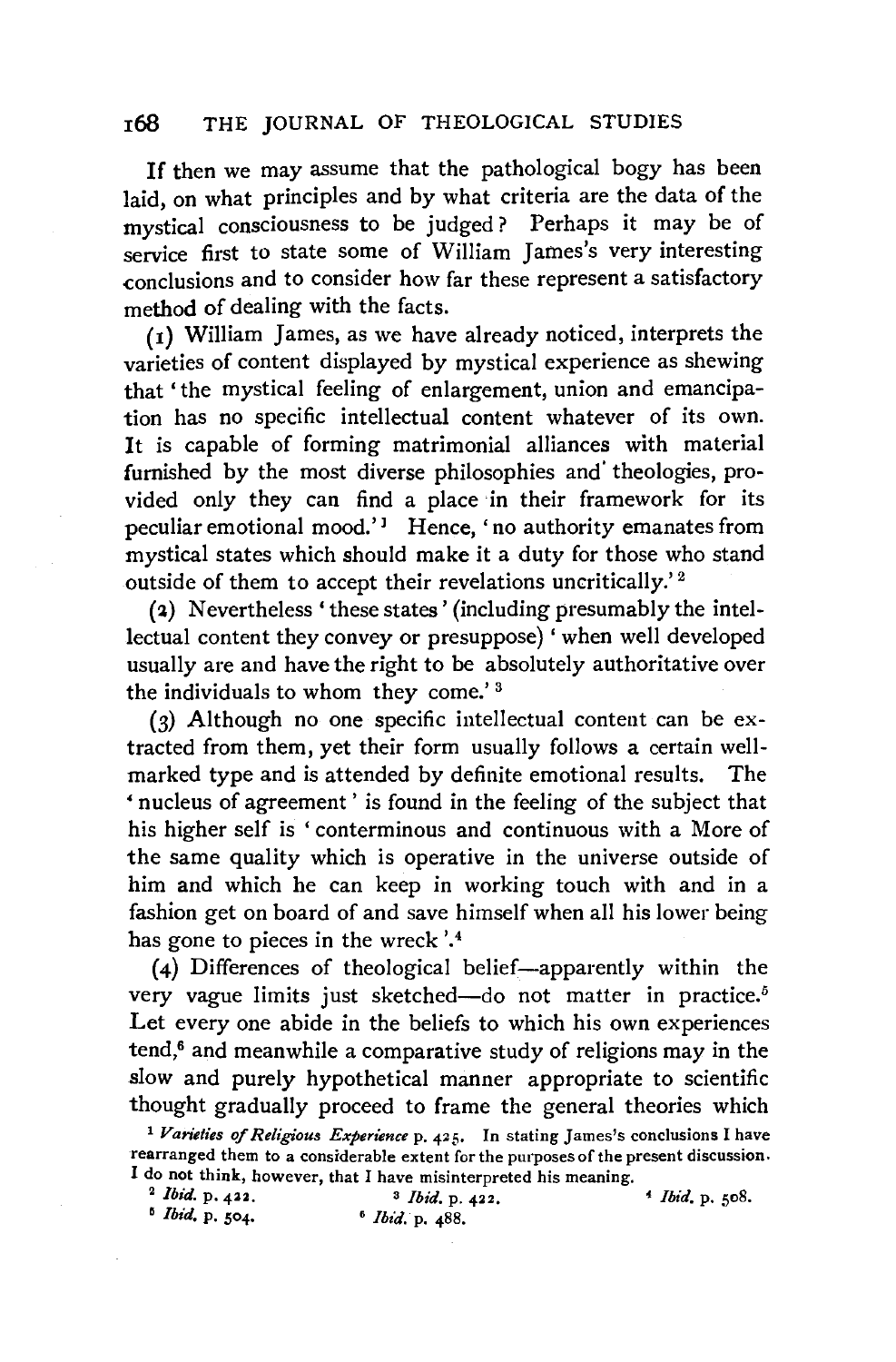If then we may assume that the pathological bogy has been laid, on what principles and by what criteria are the data of the mystical consciousness to be judged? Perhaps it may be of service first to state some of William James's very interesting conclusions and to consider how far these represent a satisfactory method of dealing with the facts.

(1) William James, as we have already noticed, interprets the varieties of content displayed by mystical experience as shewing that 'the mystical feeling of enlargement, union and emancipation has no specific intellectual content whatever of its own. It is capable of forming matrimonial alliances with material furnished by the most diverse philosophies and theologies, provided only they can find a place in their framework for its peculiar emotional mood.'[1] Hence, 'no authority emanates from mystical states which should make it a duty for those who stand outside of them to accept their revelations uncritically.'[2]

(2) Nevertheless 'these states' (including presumably the intellectual content they convey or presuppose) 'when well developed usually are and have the right to be absolutely authoritative over the individuals to whom they come.'[3]

(3) Although no one specific intellectual content can be extracted from them, yet their form usually follows a certain well-marked type and is attended by definite emotional results. The 'nucleus of agreement' is found in the feeling of the subject that his higher self is 'conterminous and continuous with a More of the same quality which is operative in the universe outside of him and which he can keep in working touch with and in a fashion get on board of and save himself when all his lower being has gone to pieces in the wreck'.[4]

(4) Differences of theological belief—apparently within the very vague limits just sketched—do not matter in practice.[5] Let every one abide in the beliefs to which his own experiences tend,[6] and meanwhile a comparative study of religions may in the slow and purely hypothetical manner appropriate to scientific thought gradually proceed to frame the general theories which

[1] *Varieties of Religious Experience* p. 425. In stating James's conclusions I have rearranged them to a considerable extent for the purposes of the present discussion. I do not think, however, that I have misinterpreted his meaning.

[2] *Ibid.* p. 422.

[3] *Ibid.* p. 422.

[4] *Ibid.* p. 508.

[5] *Ibid.* p. 504.

[6] *Ibid.* p. 488.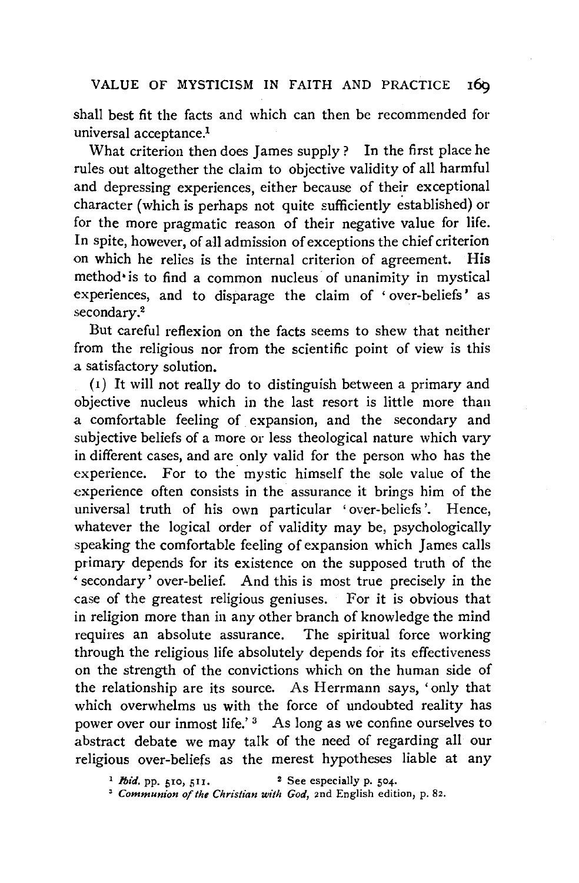shall best fit the facts and which can then be recommended for universal acceptance.[1]

What criterion then does James supply? In the first place he rules out altogether the claim to objective validity of all harmful and depressing experiences, either because of their exceptional character (which is perhaps not quite sufficiently established) or for the more pragmatic reason of their negative value for life. In spite, however, of all admission of exceptions the chief criterion on which he relies is the internal criterion of agreement. His method is to find a common nucleus of unanimity in mystical experiences, and to disparage the claim of 'over-beliefs' as secondary.[2]

But careful reflexion on the facts seems to shew that neither from the religious nor from the scientific point of view is this a satisfactory solution.

(1) It will not really do to distinguish between a primary and objective nucleus which in the last resort is little more than a comfortable feeling of expansion, and the secondary and subjective beliefs of a more or less theological nature which vary in different cases, and are only valid for the person who has the experience. For to the mystic himself the sole value of the experience often consists in the assurance it brings him of the universal truth of his own particular 'over-beliefs'. Hence, whatever the logical order of validity may be, psychologically speaking the comfortable feeling of expansion which James calls primary depends for its existence on the supposed truth of the 'secondary' over-belief. And this is most true precisely in the case of the greatest religious geniuses. For it is obvious that in religion more than in any other branch of knowledge the mind requires an absolute assurance. The spiritual force working through the religious life absolutely depends for its effectiveness on the strength of the convictions which on the human side of the relationship are its source. As Herrmann says, 'only that which overwhelms us with the force of undoubted reality has power over our inmost life.'[3] As long as we confine ourselves to abstract debate we may talk of the need of regarding all our religious over-beliefs as the merest hypotheses liable at any

[1] *Ibid.* pp. 510, 511. [2] See especially p. 504.
[3] *Communion of the Christian with God*, 2nd English edition, p. 82.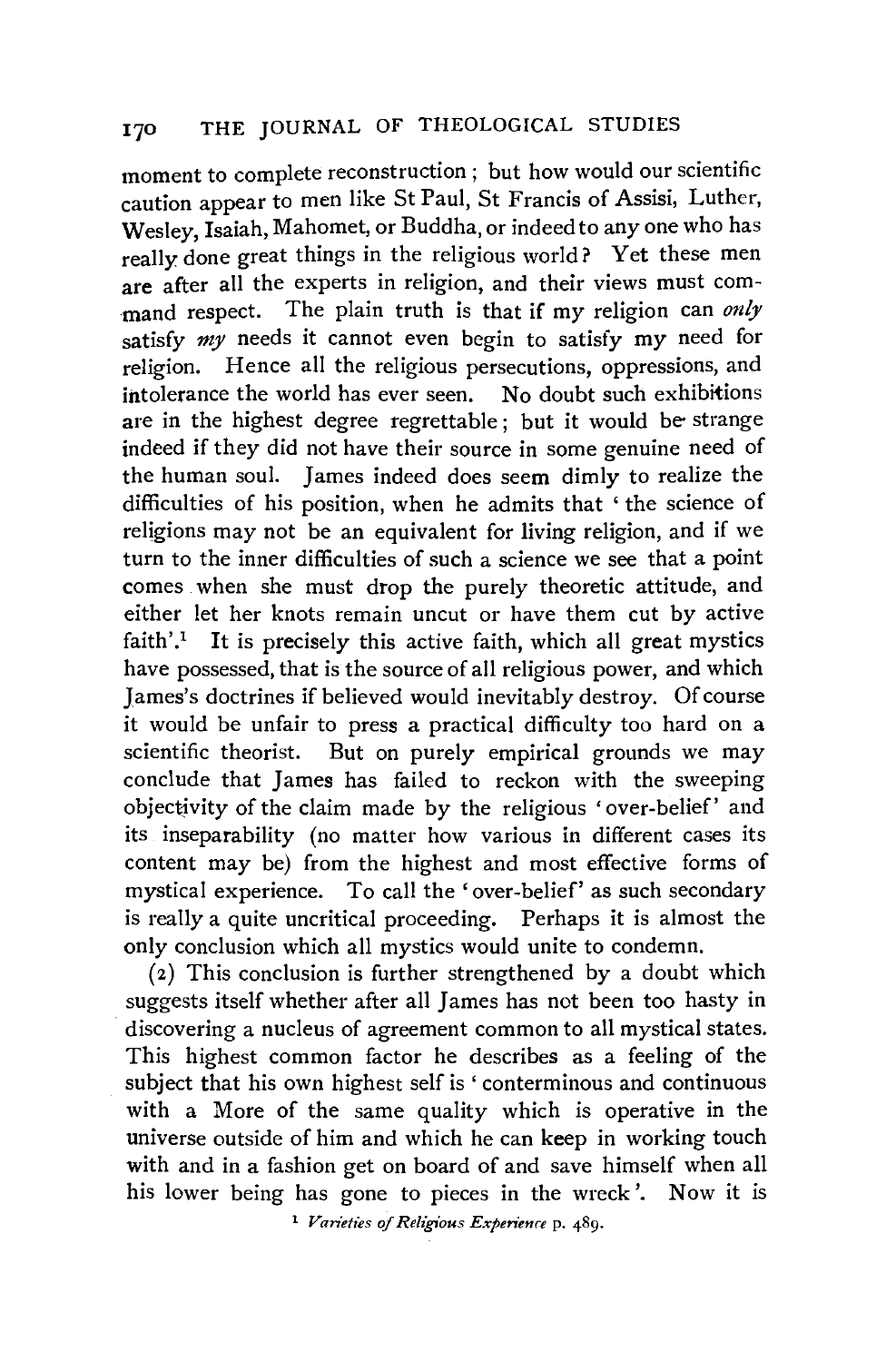moment to complete reconstruction; but how would our scientific caution appear to men like St Paul, St Francis of Assisi, Luther, Wesley, Isaiah, Mahomet, or Buddha, or indeed to any one who has really done great things in the religious world? Yet these men are after all the experts in religion, and their views must command respect. The plain truth is that if my religion can *only* satisfy *my* needs it cannot even begin to satisfy my need for religion. Hence all the religious persecutions, oppressions, and intolerance the world has ever seen. No doubt such exhibitions are in the highest degree regrettable; but it would be strange indeed if they did not have their source in some genuine need of the human soul. James indeed does seem dimly to realize the difficulties of his position, when he admits that 'the science of religions may not be an equivalent for living religion, and if we turn to the inner difficulties of such a science we see that a point comes when she must drop the purely theoretic attitude, and either let her knots remain uncut or have them cut by active faith'.[1] It is precisely this active faith, which all great mystics have possessed, that is the source of all religious power, and which James's doctrines if believed would inevitably destroy. Of course it would be unfair to press a practical difficulty too hard on a scientific theorist. But on purely empirical grounds we may conclude that James has failed to reckon with the sweeping objectivity of the claim made by the religious 'over-belief' and its inseparability (no matter how various in different cases its content may be) from the highest and most effective forms of mystical experience. To call the 'over-belief' as such secondary is really a quite uncritical proceeding. Perhaps it is almost the only conclusion which all mystics would unite to condemn.

(2) This conclusion is further strengthened by a doubt which suggests itself whether after all James has not been too hasty in discovering a nucleus of agreement common to all mystical states. This highest common factor he describes as a feeling of the subject that his own highest self is 'conterminous and continuous with a More of the same quality which is operative in the universe outside of him and which he can keep in working touch with and in a fashion get on board of and save himself when all his lower being has gone to pieces in the wreck'. Now it is

[1] *Varieties of Religious Experience* p. 489.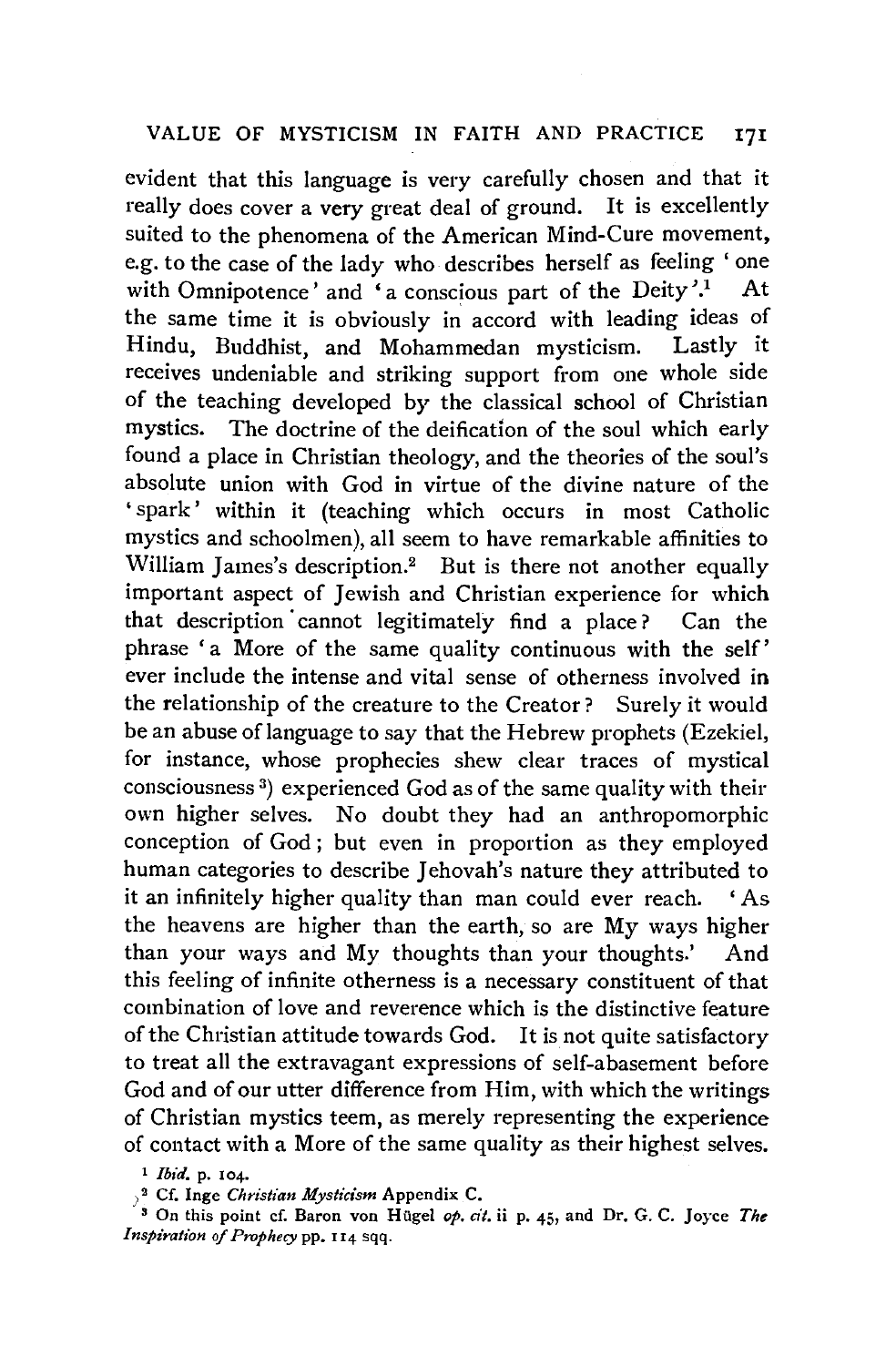evident that this language is very carefully chosen and that it really does cover a very great deal of ground. It is excellently suited to the phenomena of the American Mind-Cure movement, e.g. to the case of the lady who describes herself as feeling 'one with Omnipotence' and 'a conscious part of the Deity'.[1] At the same time it is obviously in accord with leading ideas of Hindu, Buddhist, and Mohammedan mysticism. Lastly it receives undeniable and striking support from one whole side of the teaching developed by the classical school of Christian mystics. The doctrine of the deification of the soul which early found a place in Christian theology, and the theories of the soul's absolute union with God in virtue of the divine nature of the 'spark' within it (teaching which occurs in most Catholic mystics and schoolmen), all seem to have remarkable affinities to William James's description.[2] But is there not another equally important aspect of Jewish and Christian experience for which that description cannot legitimately find a place? Can the phrase 'a More of the same quality continuous with the self' ever include the intense and vital sense of otherness involved in the relationship of the creature to the Creator? Surely it would be an abuse of language to say that the Hebrew prophets (Ezekiel, for instance, whose prophecies shew clear traces of mystical consciousness [3]) experienced God as of the same quality with their own higher selves. No doubt they had an anthropomorphic conception of God; but even in proportion as they employed human categories to describe Jehovah's nature they attributed to it an infinitely higher quality than man could ever reach. 'As the heavens are higher than the earth, so are My ways higher than your ways and My thoughts than your thoughts.' And this feeling of infinite otherness is a necessary constituent of that combination of love and reverence which is the distinctive feature of the Christian attitude towards God. It is not quite satisfactory to treat all the extravagant expressions of self-abasement before God and of our utter difference from Him, with which the writings of Christian mystics teem, as merely representing the experience of contact with a More of the same quality as their highest selves.

[1] *Ibid.* p. 104.

[2] Cf. Inge *Christian Mysticism* Appendix C.

[3] On this point cf. Baron von Hügel *op. cit.* ii p. 45, and Dr. G. C. Joyce *The Inspiration of Prophecy* pp. 114 sqq.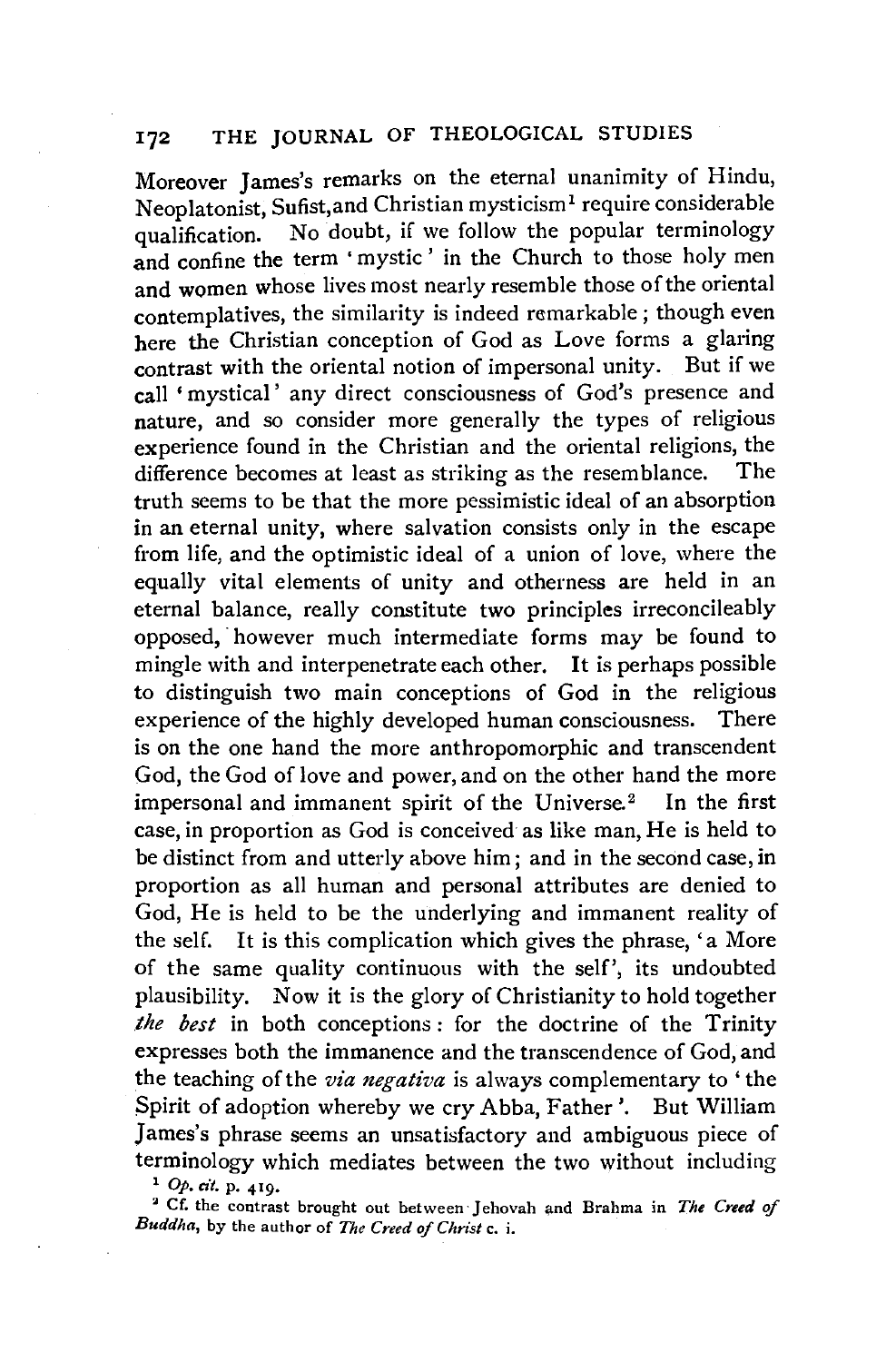Moreover James's remarks on the eternal unanimity of Hindu, Neoplatonist, Sufist, and Christian mysticism[1] require considerable qualification. No doubt, if we follow the popular terminology and confine the term 'mystic' in the Church to those holy men and women whose lives most nearly resemble those of the oriental contemplatives, the similarity is indeed remarkable; though even here the Christian conception of God as Love forms a glaring contrast with the oriental notion of impersonal unity. But if we call 'mystical' any direct consciousness of God's presence and nature, and so consider more generally the types of religious experience found in the Christian and the oriental religions, the difference becomes at least as striking as the resemblance. The truth seems to be that the more pessimistic ideal of an absorption in an eternal unity, where salvation consists only in the escape from life, and the optimistic ideal of a union of love, where the equally vital elements of unity and otherness are held in an eternal balance, really constitute two principles irreconcileably opposed, however much intermediate forms may be found to mingle with and interpenetrate each other. It is perhaps possible to distinguish two main conceptions of God in the religious experience of the highly developed human consciousness. There is on the one hand the more anthropomorphic and transcendent God, the God of love and power, and on the other hand the more impersonal and immanent spirit of the Universe.[2] In the first case, in proportion as God is conceived as like man, He is held to be distinct from and utterly above him; and in the second case, in proportion as all human and personal attributes are denied to God, He is held to be the underlying and immanent reality of the self. It is this complication which gives the phrase, 'a More of the same quality continuous with the self', its undoubted plausibility. Now it is the glory of Christianity to hold together *the best* in both conceptions: for the doctrine of the Trinity expresses both the immanence and the transcendence of God, and the teaching of the *via negativa* is always complementary to 'the Spirit of adoption whereby we cry Abba, Father'. But William James's phrase seems an unsatisfactory and ambiguous piece of terminology which mediates between the two without including

[1] *Op. cit.* p. 419.

[2] Cf. the contrast brought out between Jehovah and Brahma in *The Creed of Buddha*, by the author of *The Creed of Christ* c. i.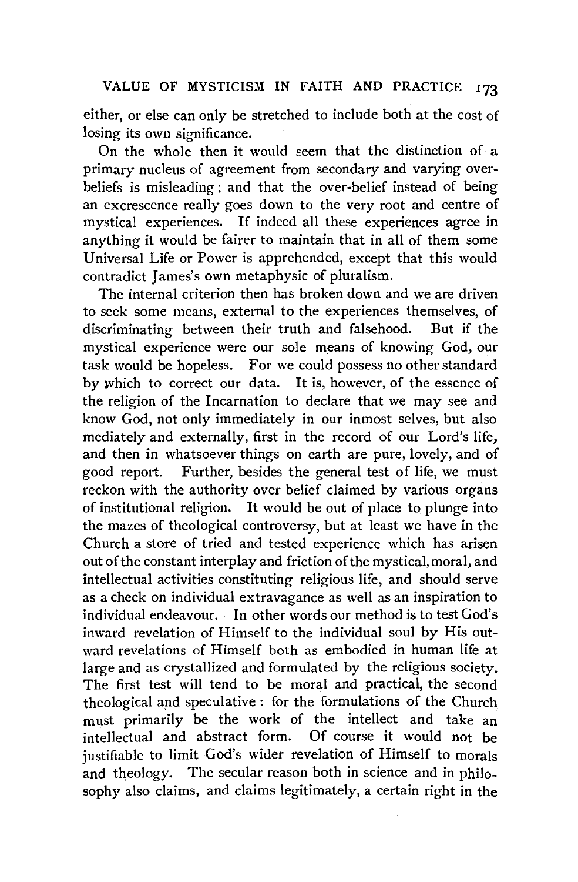either, or else can only be stretched to include both at the cost of losing its own significance.

On the whole then it would seem that the distinction of a primary nucleus of agreement from secondary and varying over-beliefs is misleading; and that the over-belief instead of being an excrescence really goes down to the very root and centre of mystical experiences. If indeed all these experiences agree in anything it would be fairer to maintain that in all of them some Universal Life or Power is apprehended, except that this would contradict James's own metaphysic of pluralism.

The internal criterion then has broken down and we are driven to seek some means, external to the experiences themselves, of discriminating between their truth and falsehood. But if the mystical experience were our sole means of knowing God, our task would be hopeless. For we could possess no other standard by which to correct our data. It is, however, of the essence of the religion of the Incarnation to declare that we may see and know God, not only immediately in our inmost selves, but also mediately and externally, first in the record of our Lord's life, and then in whatsoever things on earth are pure, lovely, and of good report. Further, besides the general test of life, we must reckon with the authority over belief claimed by various organs of institutional religion. It would be out of place to plunge into the mazes of theological controversy, but at least we have in the Church a store of tried and tested experience which has arisen out of the constant interplay and friction of the mystical, moral, and intellectual activities constituting religious life, and should serve as a check on individual extravagance as well as an inspiration to individual endeavour. In other words our method is to test God's inward revelation of Himself to the individual soul by His outward revelations of Himself both as embodied in human life at large and as crystallized and formulated by the religious society. The first test will tend to be moral and practical, the second theological and speculative: for the formulations of the Church must primarily be the work of the intellect and take an intellectual and abstract form. Of course it would not be justifiable to limit God's wider revelation of Himself to morals and theology. The secular reason both in science and in philosophy also claims, and claims legitimately, a certain right in the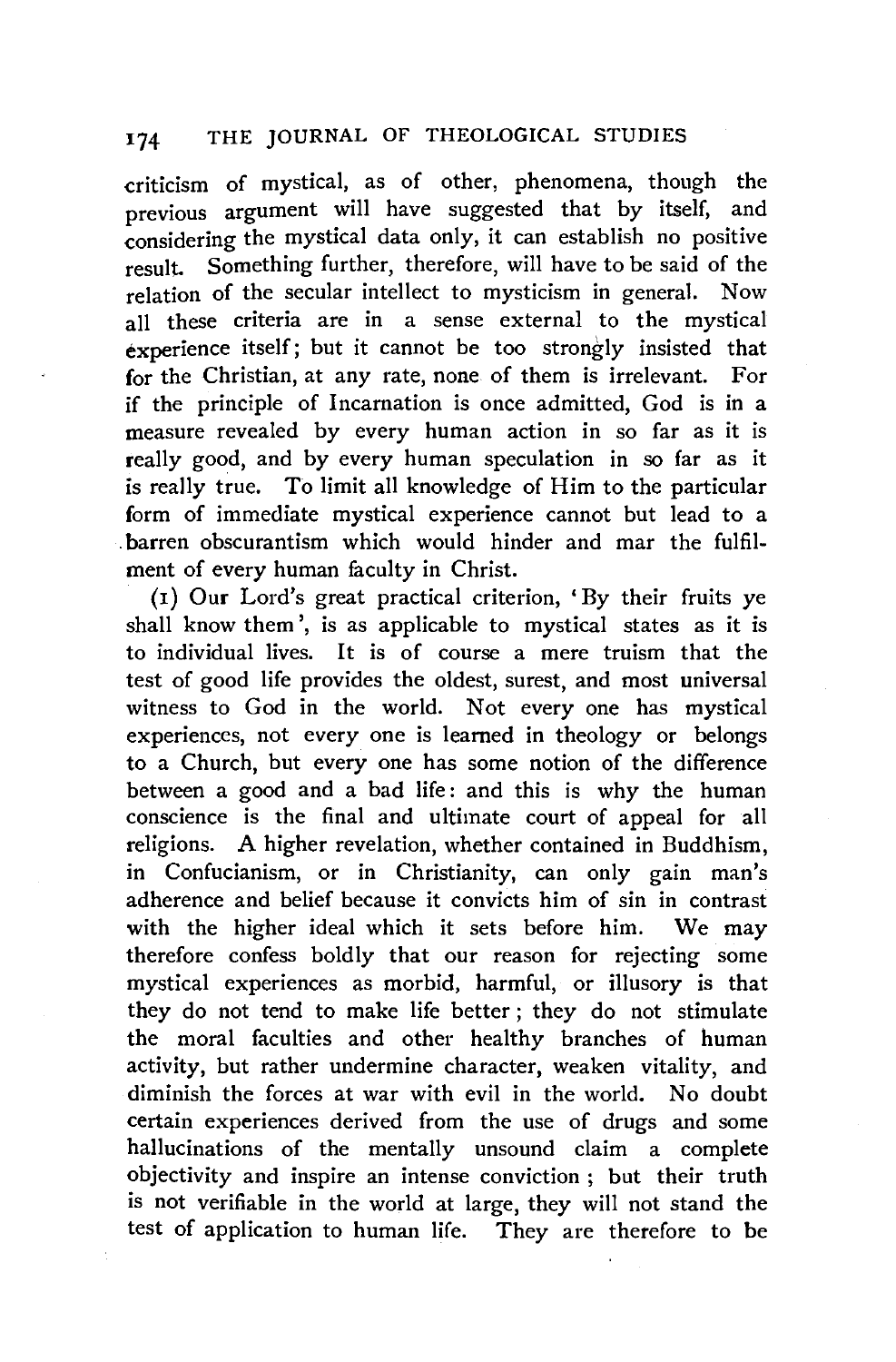criticism of mystical, as of other, phenomena, though the previous argument will have suggested that by itself, and considering the mystical data only, it can establish no positive result. Something further, therefore, will have to be said of the relation of the secular intellect to mysticism in general. Now all these criteria are in a sense external to the mystical experience itself; but it cannot be too strongly insisted that for the Christian, at any rate, none of them is irrelevant. For if the principle of Incarnation is once admitted, God is in a measure revealed by every human action in so far as it is really good, and by every human speculation in so far as it is really true. To limit all knowledge of Him to the particular form of immediate mystical experience cannot but lead to a barren obscurantism which would hinder and mar the fulfilment of every human faculty in Christ.

(1) Our Lord's great practical criterion, 'By their fruits ye shall know them', is as applicable to mystical states as it is to individual lives. It is of course a mere truism that the test of good life provides the oldest, surest, and most universal witness to God in the world. Not every one has mystical experiences, not every one is learned in theology or belongs to a Church, but every one has some notion of the difference between a good and a bad life: and this is why the human conscience is the final and ultimate court of appeal for all religions. A higher revelation, whether contained in Buddhism, in Confucianism, or in Christianity, can only gain man's adherence and belief because it convicts him of sin in contrast with the higher ideal which it sets before him. We may therefore confess boldly that our reason for rejecting some mystical experiences as morbid, harmful, or illusory is that they do not tend to make life better; they do not stimulate the moral faculties and other healthy branches of human activity, but rather undermine character, weaken vitality, and diminish the forces at war with evil in the world. No doubt certain experiences derived from the use of drugs and some hallucinations of the mentally unsound claim a complete objectivity and inspire an intense conviction; but their truth is not verifiable in the world at large, they will not stand the test of application to human life. They are therefore to be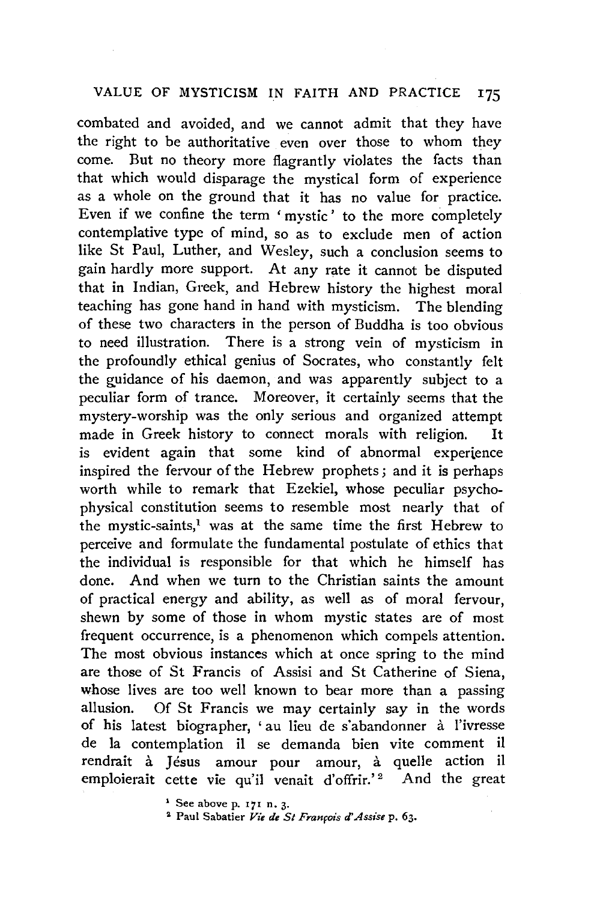combated and avoided, and we cannot admit that they have the right to be authoritative even over those to whom they come. But no theory more flagrantly violates the facts than that which would disparage the mystical form of experience as a whole on the ground that it has no value for practice. Even if we confine the term 'mystic' to the more completely contemplative type of mind, so as to exclude men of action like St Paul, Luther, and Wesley, such a conclusion seems to gain hardly more support. At any rate it cannot be disputed that in Indian, Greek, and Hebrew history the highest moral teaching has gone hand in hand with mysticism. The blending of these two characters in the person of Buddha is too obvious to need illustration. There is a strong vein of mysticism in the profoundly ethical genius of Socrates, who constantly felt the guidance of his daemon, and was apparently subject to a peculiar form of trance. Moreover, it certainly seems that the mystery-worship was the only serious and organized attempt made in Greek history to connect morals with religion. It is evident again that some kind of abnormal experience inspired the fervour of the Hebrew prophets; and it is perhaps worth while to remark that Ezekiel, whose peculiar psycho-physical constitution seems to resemble most nearly that of the mystic-saints,[1] was at the same time the first Hebrew to perceive and formulate the fundamental postulate of ethics that the individual is responsible for that which he himself has done. And when we turn to the Christian saints the amount of practical energy and ability, as well as of moral fervour, shewn by some of those in whom mystic states are of most frequent occurrence, is a phenomenon which compels attention. The most obvious instances which at once spring to the mind are those of St Francis of Assisi and St Catherine of Siena, whose lives are too well known to bear more than a passing allusion. Of St Francis we may certainly say in the words of his latest biographer, 'au lieu de s'abandonner à l'ivresse de la contemplation il se demanda bien vite comment il rendrait à Jésus amour pour amour, à quelle action il emploierait cette vie qu'il venait d'offrir.'[2] And the great

[1] See above p. 171 n. 3.

[2] Paul Sabatier *Vie de St François d'Assise* p. 63.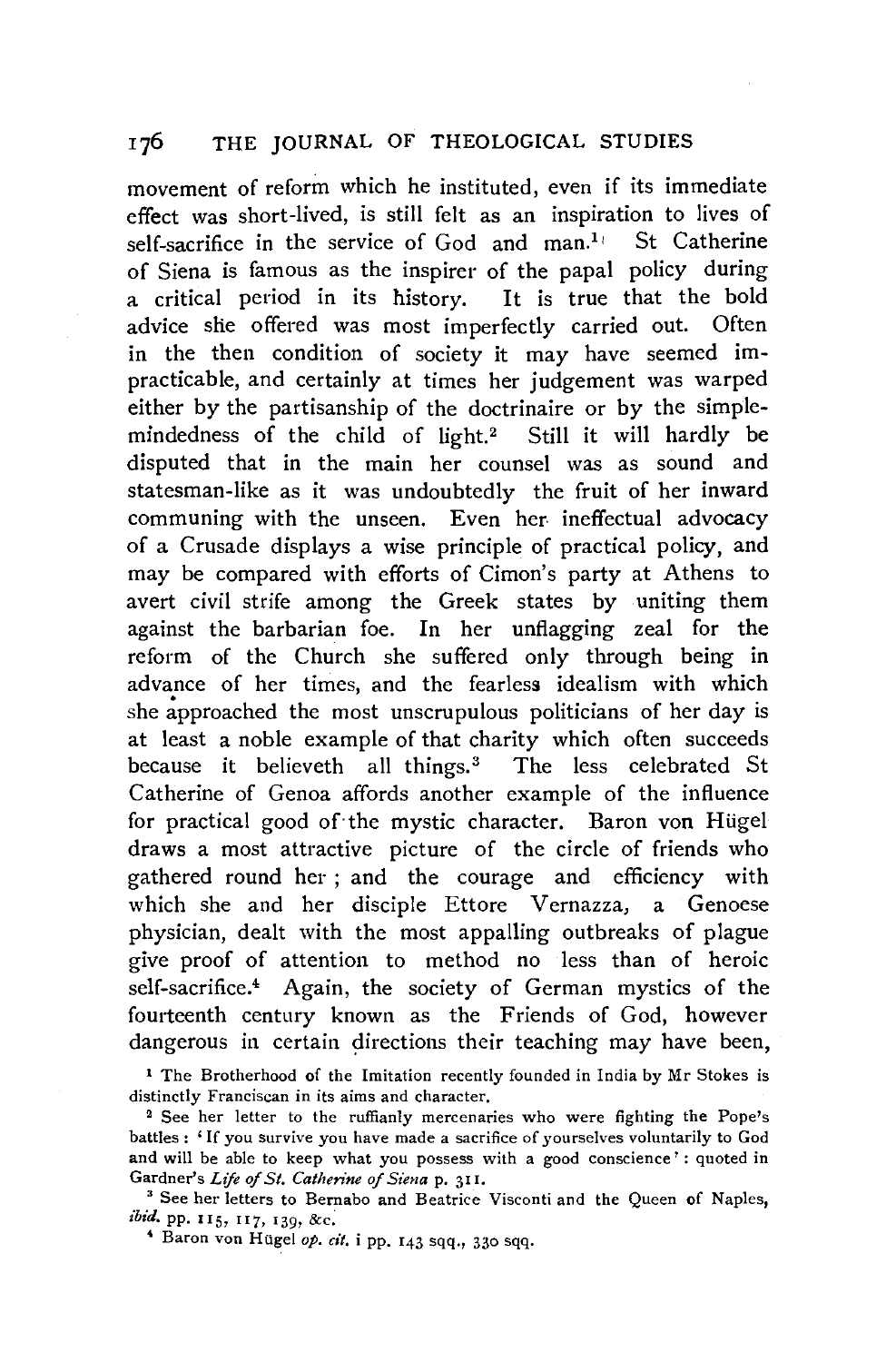movement of reform which he instituted, even if its immediate effect was short-lived, is still felt as an inspiration to lives of self-sacrifice in the service of God and man.[1] St Catherine of Siena is famous as the inspirer of the papal policy during a critical period in its history. It is true that the bold advice she offered was most imperfectly carried out. Often in the then condition of society it may have seemed impracticable, and certainly at times her judgement was warped either by the partisanship of the doctrinaire or by the simple-mindedness of the child of light.[2] Still it will hardly be disputed that in the main her counsel was as sound and statesman-like as it was undoubtedly the fruit of her inward communing with the unseen. Even her ineffectual advocacy of a Crusade displays a wise principle of practical policy, and may be compared with efforts of Cimon's party at Athens to avert civil strife among the Greek states by uniting them against the barbarian foe. In her unflagging zeal for the reform of the Church she suffered only through being in advance of her times, and the fearless idealism with which she approached the most unscrupulous politicians of her day is at least a noble example of that charity which often succeeds because it believeth all things.[3] The less celebrated St Catherine of Genoa affords another example of the influence for practical good of the mystic character. Baron von Hügel draws a most attractive picture of the circle of friends who gathered round her; and the courage and efficiency with which she and her disciple Ettore Vernazza, a Genoese physician, dealt with the most appalling outbreaks of plague give proof of attention to method no less than of heroic self-sacrifice.[4] Again, the society of German mystics of the fourteenth century known as the Friends of God, however dangerous in certain directions their teaching may have been,

[1] The Brotherhood of the Imitation recently founded in India by Mr Stokes is distinctly Franciscan in its aims and character.

[2] See her letter to the ruffianly mercenaries who were fighting the Pope's battles: 'If you survive you have made a sacrifice of yourselves voluntarily to God and will be able to keep what you possess with a good conscience': quoted in Gardner's *Life of St. Catherine of Siena* p. 311.

[3] See her letters to Bernabo and Beatrice Visconti and the Queen of Naples, *ibid.* pp. 115, 117, 139, &c.

[4] Baron von Hügel *op. cit.* i pp. 143 sqq., 330 sqq.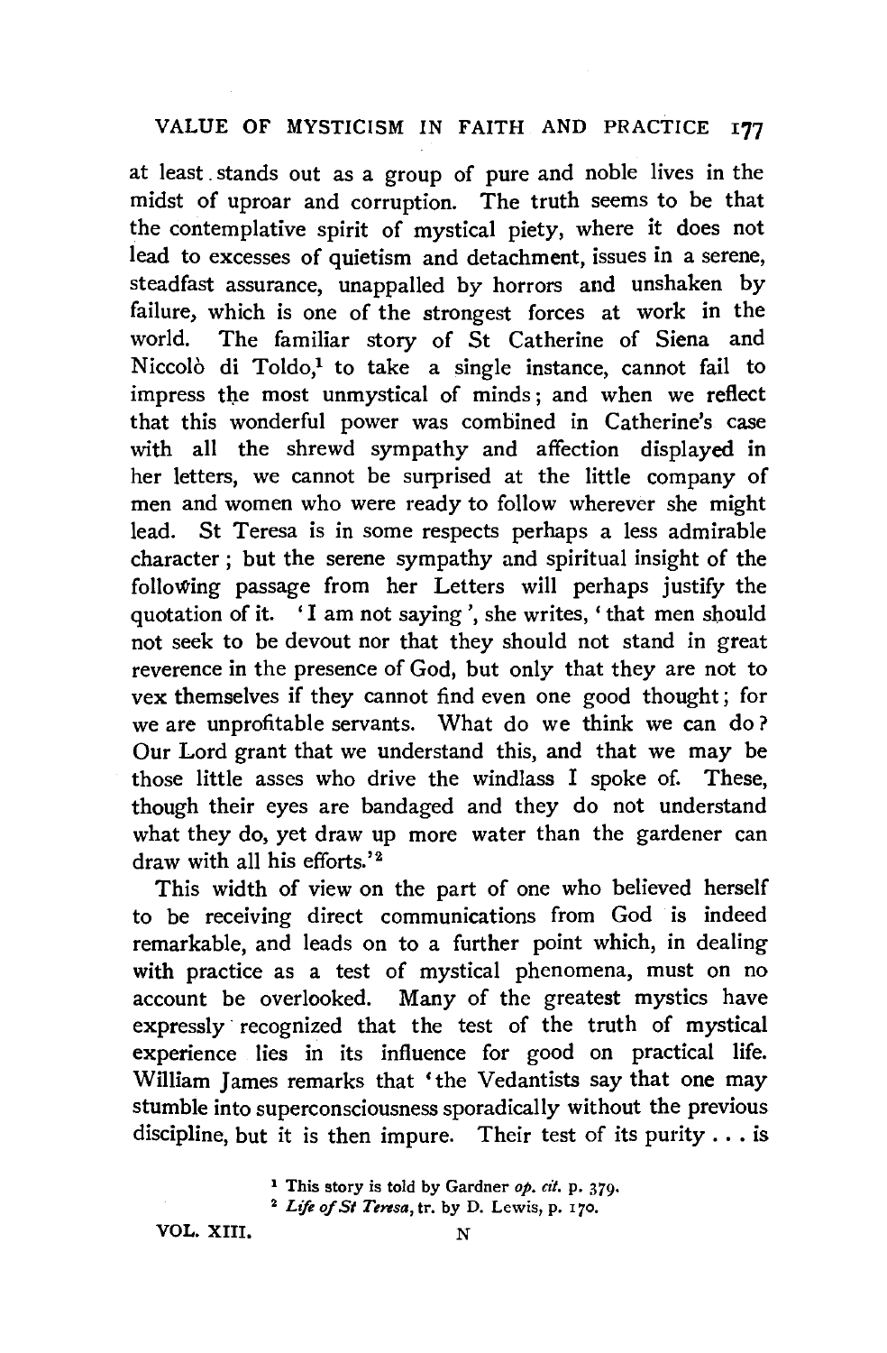at least stands out as a group of pure and noble lives in the midst of uproar and corruption. The truth seems to be that the contemplative spirit of mystical piety, where it does not lead to excesses of quietism and detachment, issues in a serene, steadfast assurance, unappalled by horrors and unshaken by failure, which is one of the strongest forces at work in the world. The familiar story of St Catherine of Siena and Niccolò di Toldo,[1] to take a single instance, cannot fail to impress the most unmystical of minds; and when we reflect that this wonderful power was combined in Catherine's case with all the shrewd sympathy and affection displayed in her letters, we cannot be surprised at the little company of men and women who were ready to follow wherever she might lead. St Teresa is in some respects perhaps a less admirable character; but the serene sympathy and spiritual insight of the following passage from her Letters will perhaps justify the quotation of it. 'I am not saying', she writes, 'that men should not seek to be devout nor that they should not stand in great reverence in the presence of God, but only that they are not to vex themselves if they cannot find even one good thought; for we are unprofitable servants. What do we think we can do? Our Lord grant that we understand this, and that we may be those little asses who drive the windlass I spoke of. These, though their eyes are bandaged and they do not understand what they do, yet draw up more water than the gardener can draw with all his efforts.'[2]

This width of view on the part of one who believed herself to be receiving direct communications from God is indeed remarkable, and leads on to a further point which, in dealing with practice as a test of mystical phenomena, must on no account be overlooked. Many of the greatest mystics have expressly recognized that the test of the truth of mystical experience lies in its influence for good on practical life. William James remarks that 'the Vedantists say that one may stumble into superconsciousness sporadically without the previous discipline, but it is then impure. Their test of its purity . . . is

[1] This story is told by Gardner *op. cit.* p. 379.

[2] *Life of St Teresa*, tr. by D. Lewis, p. 170.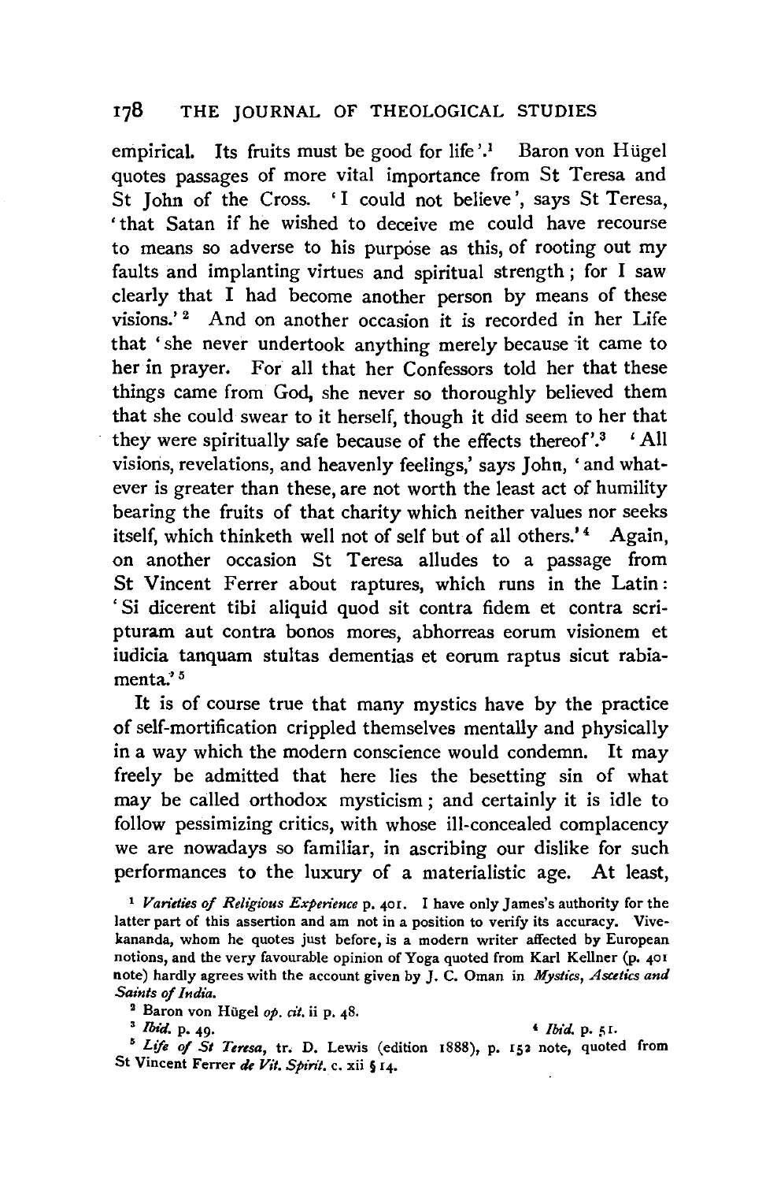empirical. Its fruits must be good for life'.[1] Baron von Hügel quotes passages of more vital importance from St Teresa and St John of the Cross. 'I could not believe', says St Teresa, 'that Satan if he wished to deceive me could have recourse to means so adverse to his purpose as this, of rooting out my faults and implanting virtues and spiritual strength; for I saw clearly that I had become another person by means of these visions.'[2] And on another occasion it is recorded in her Life that 'she never undertook anything merely because it came to her in prayer. For all that her Confessors told her that these things came from God, she never so thoroughly believed them that she could swear to it herself, though it did seem to her that they were spiritually safe because of the effects thereof'.[3] 'All visions, revelations, and heavenly feelings,' says John, 'and whatever is greater than these, are not worth the least act of humility bearing the fruits of that charity which neither values nor seeks itself, which thinketh well not of self but of all others.'[4] Again, on another occasion St Teresa alludes to a passage from St Vincent Ferrer about raptures, which runs in the Latin: 'Si dicerent tibi aliquid quod sit contra fidem et contra scripturam aut contra bonos mores, abhorreas eorum visionem et iudicia tanquam stultas dementias et eorum raptus sicut rabiamenta.'[5]

It is of course true that many mystics have by the practice of self-mortification crippled themselves mentally and physically in a way which the modern conscience would condemn. It may freely be admitted that here lies the besetting sin of what may be called orthodox mysticism; and certainly it is idle to follow pessimizing critics, with whose ill-concealed complacency we are nowadays so familiar, in ascribing our dislike for such performances to the luxury of a materialistic age. At least,

---

[1] *Varieties of Religious Experience* p. 401. I have only James's authority for the latter part of this assertion and am not in a position to verify its accuracy. Vivekananda, whom he quotes just before, is a modern writer affected by European notions, and the very favourable opinion of Yoga quoted from Karl Kellner (p. 401 note) hardly agrees with the account given by J. C. Oman in *Mystics, Ascetics and Saints of India.*

[2] Baron von Hügel *op. cit.* ii p. 48.

[3] *Ibid.* p. 49.

[4] *Ibid.* p. 51.

[5] *Life of St Teresa*, tr. D. Lewis (edition 1888), p. 152 note, quoted from St Vincent Ferrer *de Vit. Spirit.* c. xii § 14.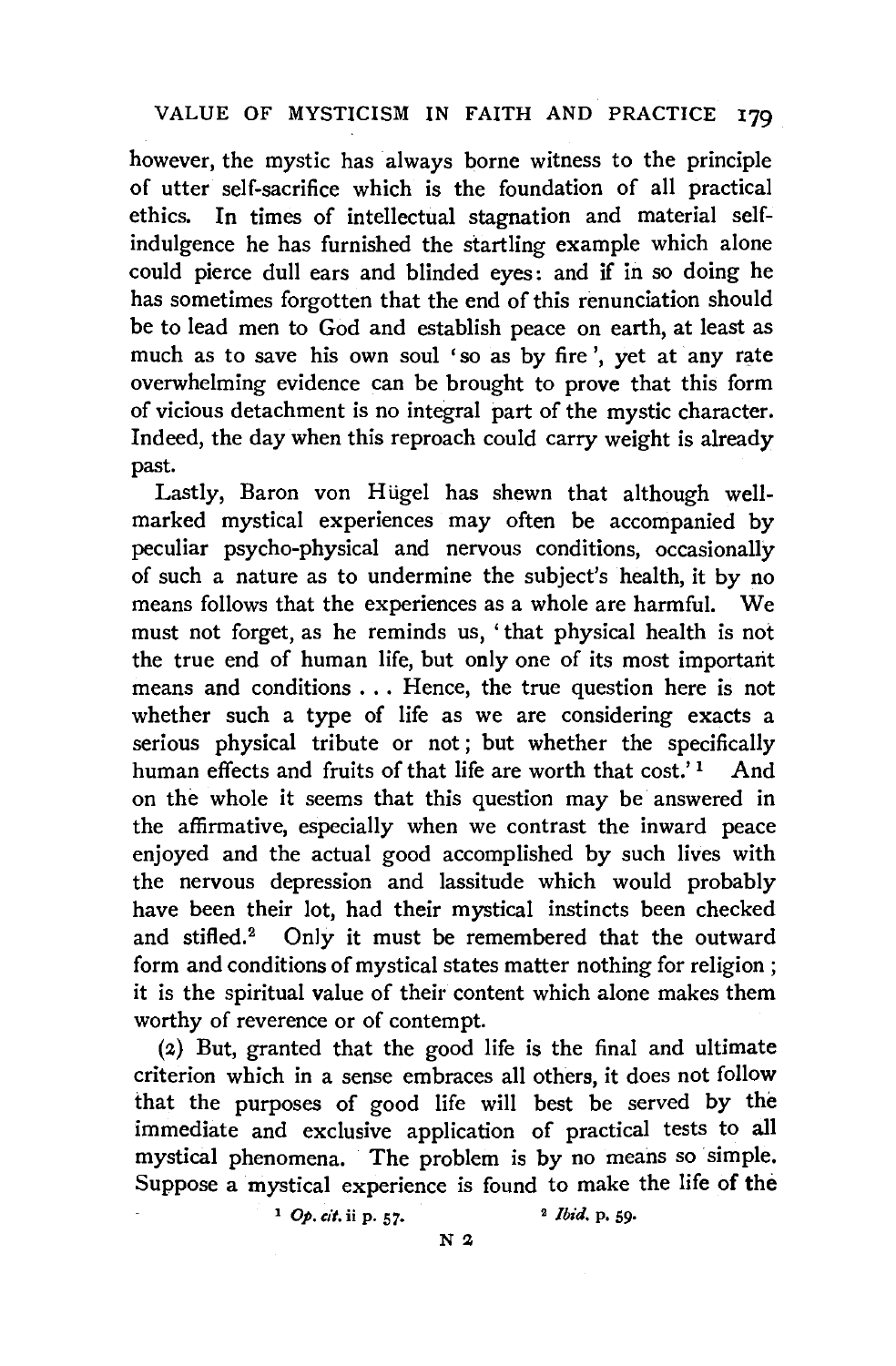however, the mystic has always borne witness to the principle of utter self-sacrifice which is the foundation of all practical ethics. In times of intellectual stagnation and material self-indulgence he has furnished the startling example which alone could pierce dull ears and blinded eyes: and if in so doing he has sometimes forgotten that the end of this renunciation should be to lead men to God and establish peace on earth, at least as much as to save his own soul 'so as by fire', yet at any rate overwhelming evidence can be brought to prove that this form of vicious detachment is no integral part of the mystic character. Indeed, the day when this reproach could carry weight is already past.

Lastly, Baron von Hügel has shewn that although well-marked mystical experiences may often be accompanied by peculiar psycho-physical and nervous conditions, occasionally of such a nature as to undermine the subject's health, it by no means follows that the experiences as a whole are harmful. We must not forget, as he reminds us, 'that physical health is not the true end of human life, but only one of its most important means and conditions . . . Hence, the true question here is not whether such a type of life as we are considering exacts a serious physical tribute or not; but whether the specifically human effects and fruits of that life are worth that cost.'[1] And on the whole it seems that this question may be answered in the affirmative, especially when we contrast the inward peace enjoyed and the actual good accomplished by such lives with the nervous depression and lassitude which would probably have been their lot, had their mystical instincts been checked and stifled.[2] Only it must be remembered that the outward form and conditions of mystical states matter nothing for religion; it is the spiritual value of their content which alone makes them worthy of reverence or of contempt.

(2) But, granted that the good life is the final and ultimate criterion which in a sense embraces all others, it does not follow that the purposes of good life will best be served by the immediate and exclusive application of practical tests to all mystical phenomena. The problem is by no means so simple. Suppose a mystical experience is found to make the life of the

[1] *Op. cit.* ii p. 57. [2] *Ibid.* p. 59.

N 2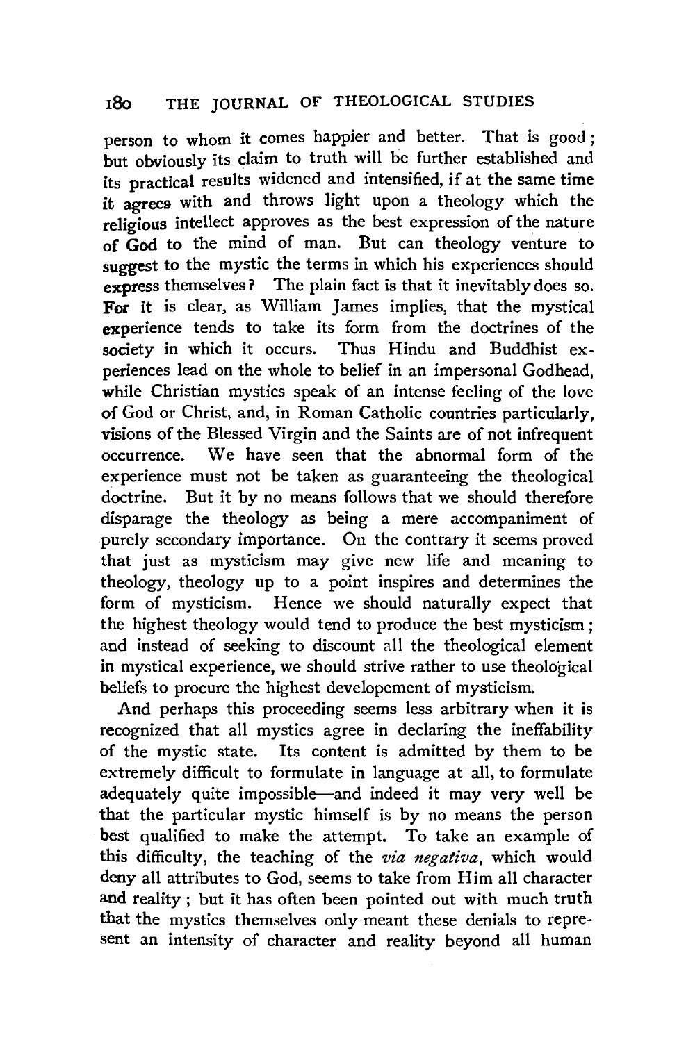person to whom it comes happier and better. That is good; but obviously its claim to truth will be further established and its practical results widened and intensified, if at the same time it agrees with and throws light upon a theology which the religious intellect approves as the best expression of the nature of God to the mind of man. But can theology venture to suggest to the mystic the terms in which his experiences should express themselves? The plain fact is that it inevitably does so. For it is clear, as William James implies, that the mystical experience tends to take its form from the doctrines of the society in which it occurs. Thus Hindu and Buddhist experiences lead on the whole to belief in an impersonal Godhead, while Christian mystics speak of an intense feeling of the love of God or Christ, and, in Roman Catholic countries particularly, visions of the Blessed Virgin and the Saints are of not infrequent occurrence. We have seen that the abnormal form of the experience must not be taken as guaranteeing the theological doctrine. But it by no means follows that we should therefore disparage the theology as being a mere accompaniment of purely secondary importance. On the contrary it seems proved that just as mysticism may give new life and meaning to theology, theology up to a point inspires and determines the form of mysticism. Hence we should naturally expect that the highest theology would tend to produce the best mysticism; and instead of seeking to discount all the theological element in mystical experience, we should strive rather to use theological beliefs to procure the highest developement of mysticism.

And perhaps this proceeding seems less arbitrary when it is recognized that all mystics agree in declaring the ineffability of the mystic state. Its content is admitted by them to be extremely difficult to formulate in language at all, to formulate adequately quite impossible—and indeed it may very well be that the particular mystic himself is by no means the person best qualified to make the attempt. To take an example of this difficulty, the teaching of the *via negativa*, which would deny all attributes to God, seems to take from Him all character and reality; but it has often been pointed out with much truth that the mystics themselves only meant these denials to represent an intensity of character and reality beyond all human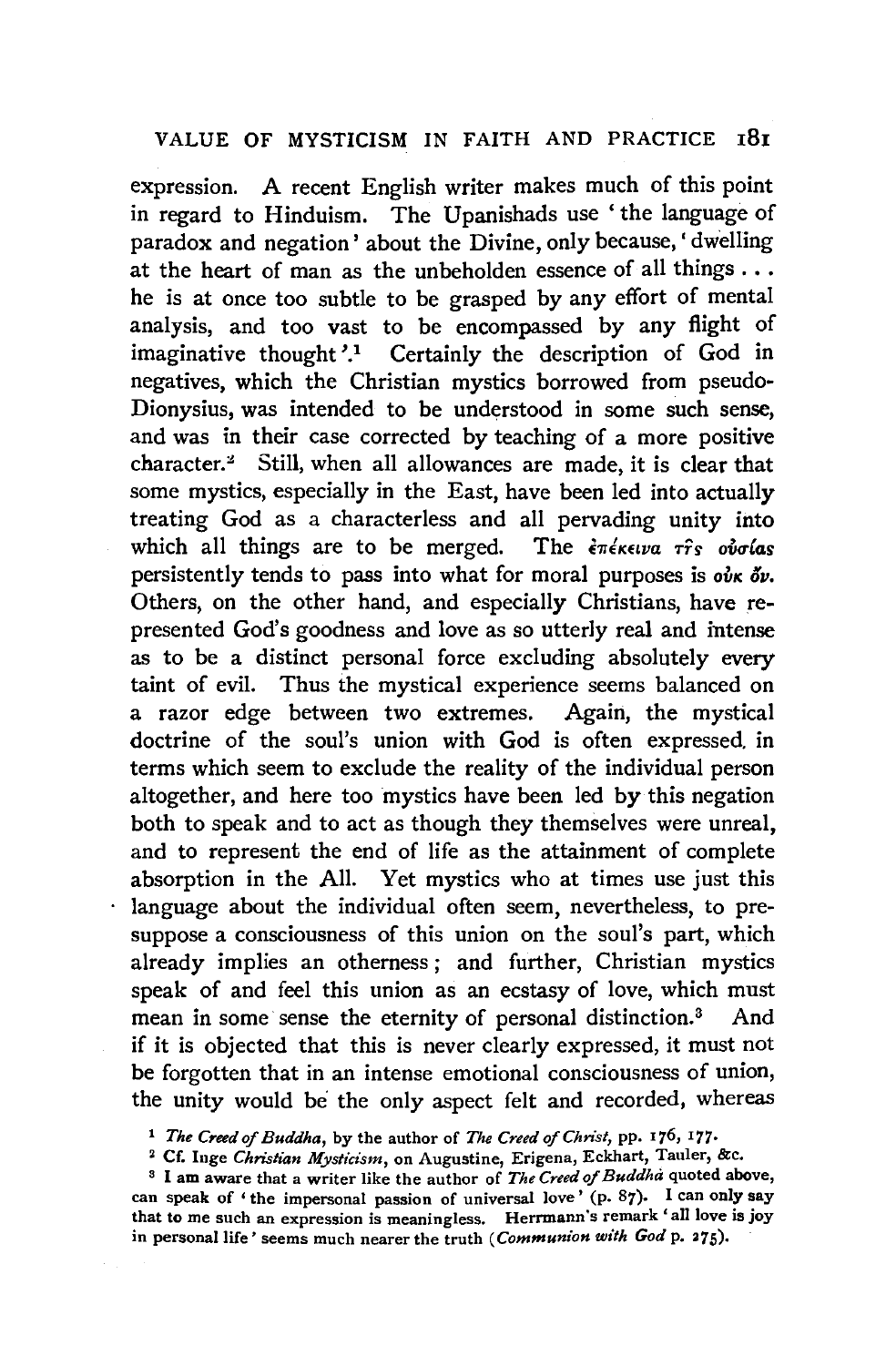expression. A recent English writer makes much of this point in regard to Hinduism. The Upanishads use 'the language of paradox and negation' about the Divine, only because, 'dwelling at the heart of man as the unbeholden essence of all things . . . he is at once too subtle to be grasped by any effort of mental analysis, and too vast to be encompassed by any flight of imaginative thought'.[1] Certainly the description of God in negatives, which the Christian mystics borrowed from pseudo-Dionysius, was intended to be understood in some such sense, and was in their case corrected by teaching of a more positive character.[2] Still, when all allowances are made, it is clear that some mystics, especially in the East, have been led into actually treating God as a characterless and all pervading unity into which all things are to be merged. The ἐπέκεινα τῆς οὐσίας persistently tends to pass into what for moral purposes is οὐκ ὄν. Others, on the other hand, and especially Christians, have represented God's goodness and love as so utterly real and intense as to be a distinct personal force excluding absolutely every taint of evil. Thus the mystical experience seems balanced on a razor edge between two extremes. Again, the mystical doctrine of the soul's union with God is often expressed in terms which seem to exclude the reality of the individual person altogether, and here too mystics have been led by this negation both to speak and to act as though they themselves were unreal, and to represent the end of life as the attainment of complete absorption in the All. Yet mystics who at times use just this language about the individual often seem, nevertheless, to presuppose a consciousness of this union on the soul's part, which already implies an otherness; and further, Christian mystics speak of and feel this union as an ecstasy of love, which must mean in some sense the eternity of personal distinction.[3] And if it is objected that this is never clearly expressed, it must not be forgotten that in an intense emotional consciousness of union, the unity would be the only aspect felt and recorded, whereas

[1] *The Creed of Buddha*, by the author of *The Creed of Christ*, pp. 176, 177.

[2] Cf. Inge *Christian Mysticism*, on Augustine, Erigena, Eckhart, Tauler, &c.

[3] I am aware that a writer like the author of *The Creed of Buddhà* quoted above, can speak of 'the impersonal passion of universal love' (p. 87). I can only say that to me such an expression is meaningless. Herrmann's remark 'all love is joy in personal life' seems much nearer the truth (*Communion with God* p. 275).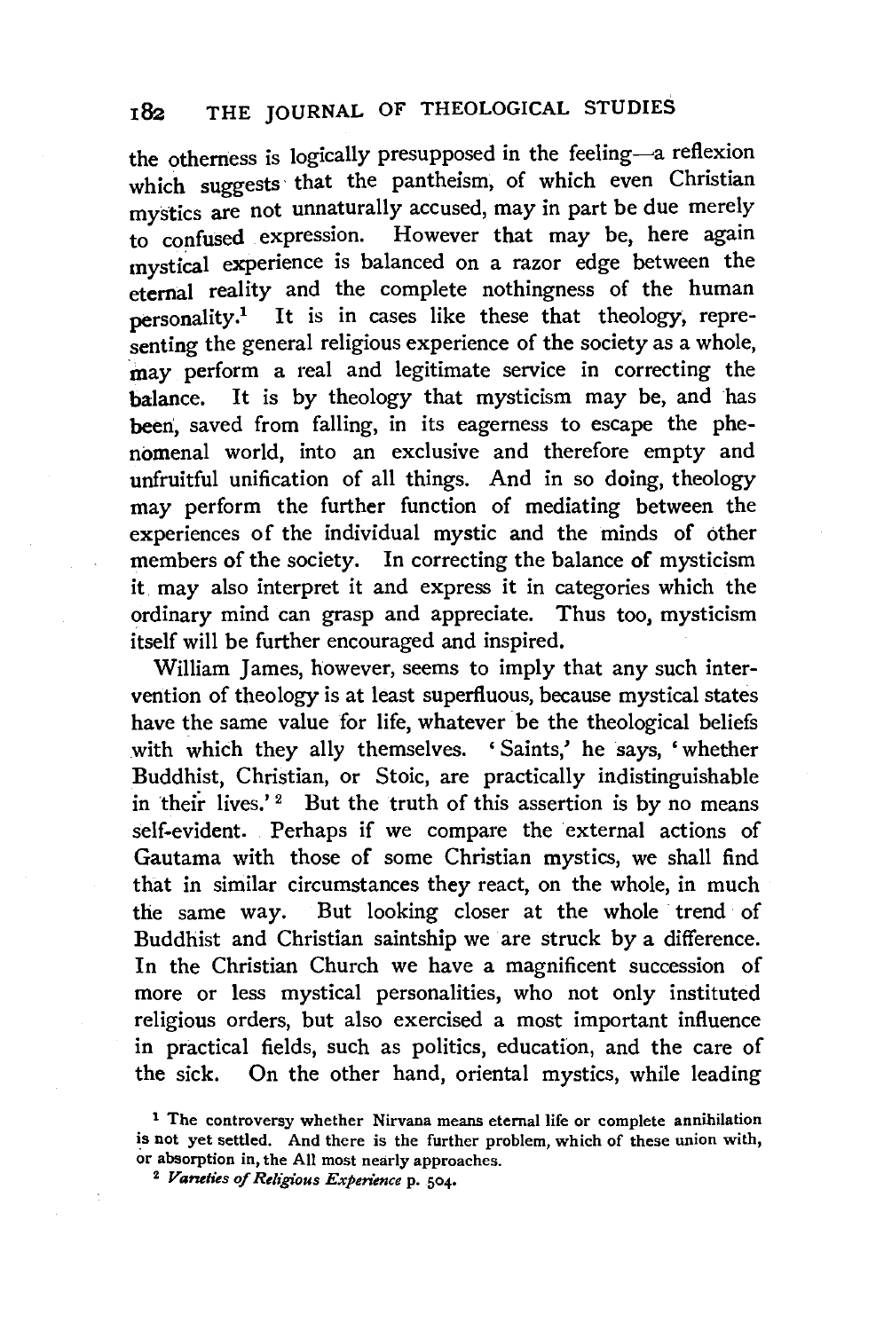the otherness is logically presupposed in the feeling—a reflexion which suggests that the pantheism, of which even Christian mystics are not unnaturally accused, may in part be due merely to confused expression. However that may be, here again mystical experience is balanced on a razor edge between the eternal reality and the complete nothingness of the human personality.[1] It is in cases like these that theology, representing the general religious experience of the society as a whole, may perform a real and legitimate service in correcting the balance. It is by theology that mysticism may be, and has been, saved from falling, in its eagerness to escape the phenomenal world, into an exclusive and therefore empty and unfruitful unification of all things. And in so doing, theology may perform the further function of mediating between the experiences of the individual mystic and the minds of other members of the society. In correcting the balance of mysticism it may also interpret it and express it in categories which the ordinary mind can grasp and appreciate. Thus too, mysticism itself will be further encouraged and inspired.

William James, however, seems to imply that any such intervention of theology is at least superfluous, because mystical states have the same value for life, whatever be the theological beliefs with which they ally themselves. 'Saints,' he says, 'whether Buddhist, Christian, or Stoic, are practically indistinguishable in their lives.'[2] But the truth of this assertion is by no means self-evident. Perhaps if we compare the external actions of Gautama with those of some Christian mystics, we shall find that in similar circumstances they react, on the whole, in much the same way. But looking closer at the whole trend of Buddhist and Christian saintship we are struck by a difference. In the Christian Church we have a magnificent succession of more or less mystical personalities, who not only instituted religious orders, but also exercised a most important influence in practical fields, such as politics, education, and the care of the sick. On the other hand, oriental mystics, while leading

[1] The controversy whether Nirvana means eternal life or complete annihilation is not yet settled. And there is the further problem, which of these union with, or absorption in, the All most nearly approaches.

[2] *Varieties of Religious Experience* p. 504.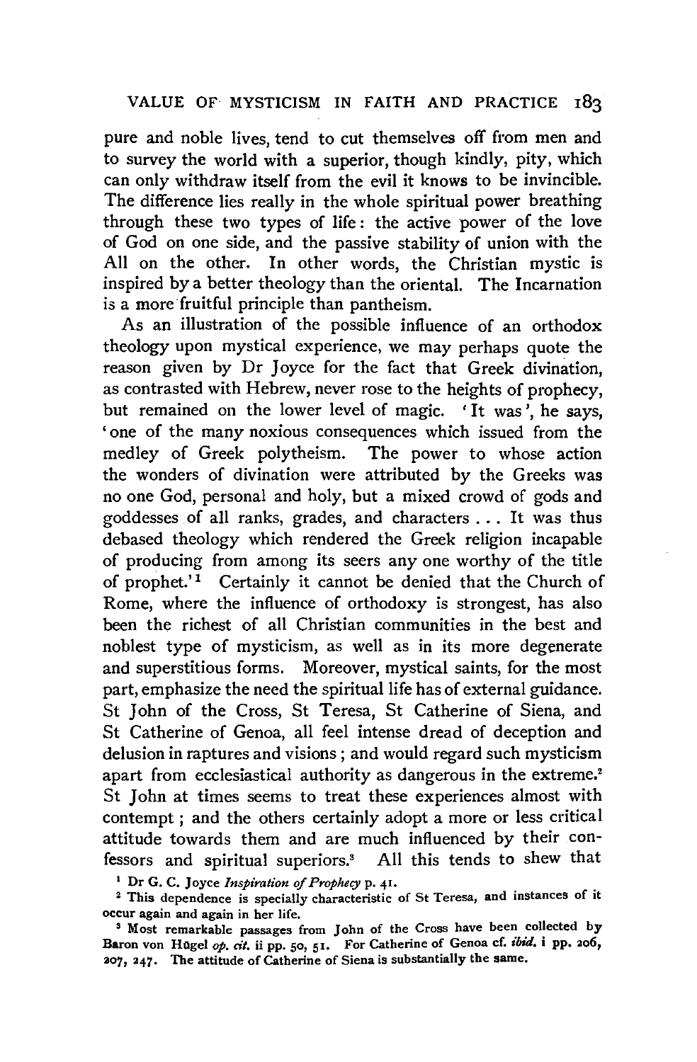pure and noble lives, tend to cut themselves off from men and to survey the world with a superior, though kindly, pity, which can only withdraw itself from the evil it knows to be invincible. The difference lies really in the whole spiritual power breathing through these two types of life: the active power of the love of God on one side, and the passive stability of union with the All on the other. In other words, the Christian mystic is inspired by a better theology than the oriental. The Incarnation is a more fruitful principle than pantheism.

As an illustration of the possible influence of an orthodox theology upon mystical experience, we may perhaps quote the reason given by Dr Joyce for the fact that Greek divination, as contrasted with Hebrew, never rose to the heights of prophecy, but remained on the lower level of magic. 'It was', he says, 'one of the many noxious consequences which issued from the medley of Greek polytheism. The power to whose action the wonders of divination were attributed by the Greeks was no one God, personal and holy, but a mixed crowd of gods and goddesses of all ranks, grades, and characters ... It was thus debased theology which rendered the Greek religion incapable of producing from among its seers any one worthy of the title of prophet.'[1] Certainly it cannot be denied that the Church of Rome, where the influence of orthodoxy is strongest, has also been the richest of all Christian communities in the best and noblest type of mysticism, as well as in its more degenerate and superstitious forms. Moreover, mystical saints, for the most part, emphasize the need the spiritual life has of external guidance. St John of the Cross, St Teresa, St Catherine of Siena, and St Catherine of Genoa, all feel intense dread of deception and delusion in raptures and visions; and would regard such mysticism apart from ecclesiastical authority as dangerous in the extreme.[2] St John at times seems to treat these experiences almost with contempt; and the others certainly adopt a more or less critical attitude towards them and are much influenced by their confessors and spiritual superiors.[3] All this tends to shew that

[1] Dr G. C. Joyce *Inspiration of Prophecy* p. 41.

[2] This dependence is specially characteristic of St Teresa, and instances of it occur again and again in her life.

[3] Most remarkable passages from John of the Cross have been collected by Baron von Hügel *op. cit.* ii pp. 50, 51. For Catherine of Genoa cf. *ibid.* i pp. 206, 207, 247. The attitude of Catherine of Siena is substantially the same.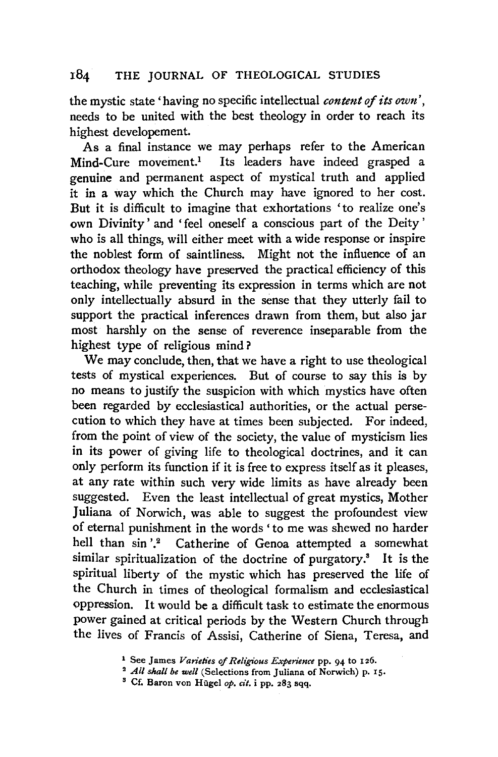the mystic state 'having no specific intellectual *content of its own*', needs to be united with the best theology in order to reach its highest developement.

As a final instance we may perhaps refer to the American Mind-Cure movement.[1] Its leaders have indeed grasped a genuine and permanent aspect of mystical truth and applied it in a way which the Church may have ignored to her cost. But it is difficult to imagine that exhortations 'to realize one's own Divinity' and 'feel oneself a conscious part of the Deity' who is all things, will either meet with a wide response or inspire the noblest form of saintliness. Might not the influence of an orthodox theology have preserved the practical efficiency of this teaching, while preventing its expression in terms which are not only intellectually absurd in the sense that they utterly fail to support the practical inferences drawn from them, but also jar most harshly on the sense of reverence inseparable from the highest type of religious mind?

We may conclude, then, that we have a right to use theological tests of mystical experiences. But of course to say this is by no means to justify the suspicion with which mystics have often been regarded by ecclesiastical authorities, or the actual persecution to which they have at times been subjected. For indeed, from the point of view of the society, the value of mysticism lies in its power of giving life to theological doctrines, and it can only perform its function if it is free to express itself as it pleases, at any rate within such very wide limits as have already been suggested. Even the least intellectual of great mystics, Mother Juliana of Norwich, was able to suggest the profoundest view of eternal punishment in the words 'to me was shewed no harder hell than sin'.[2] Catherine of Genoa attempted a somewhat similar spiritualization of the doctrine of purgatory.[3] It is the spiritual liberty of the mystic which has preserved the life of the Church in times of theological formalism and ecclesiastical oppression. It would be a difficult task to estimate the enormous power gained at critical periods by the Western Church through the lives of Francis of Assisi, Catherine of Siena, Teresa, and

[1] See James *Varieties of Religious Experience* pp. 94 to 126.

[2] *All shall be well* (Selections from Juliana of Norwich) p. 15.

[3] Cf. Baron von Hügel *op. cit.* i pp. 283 sqq.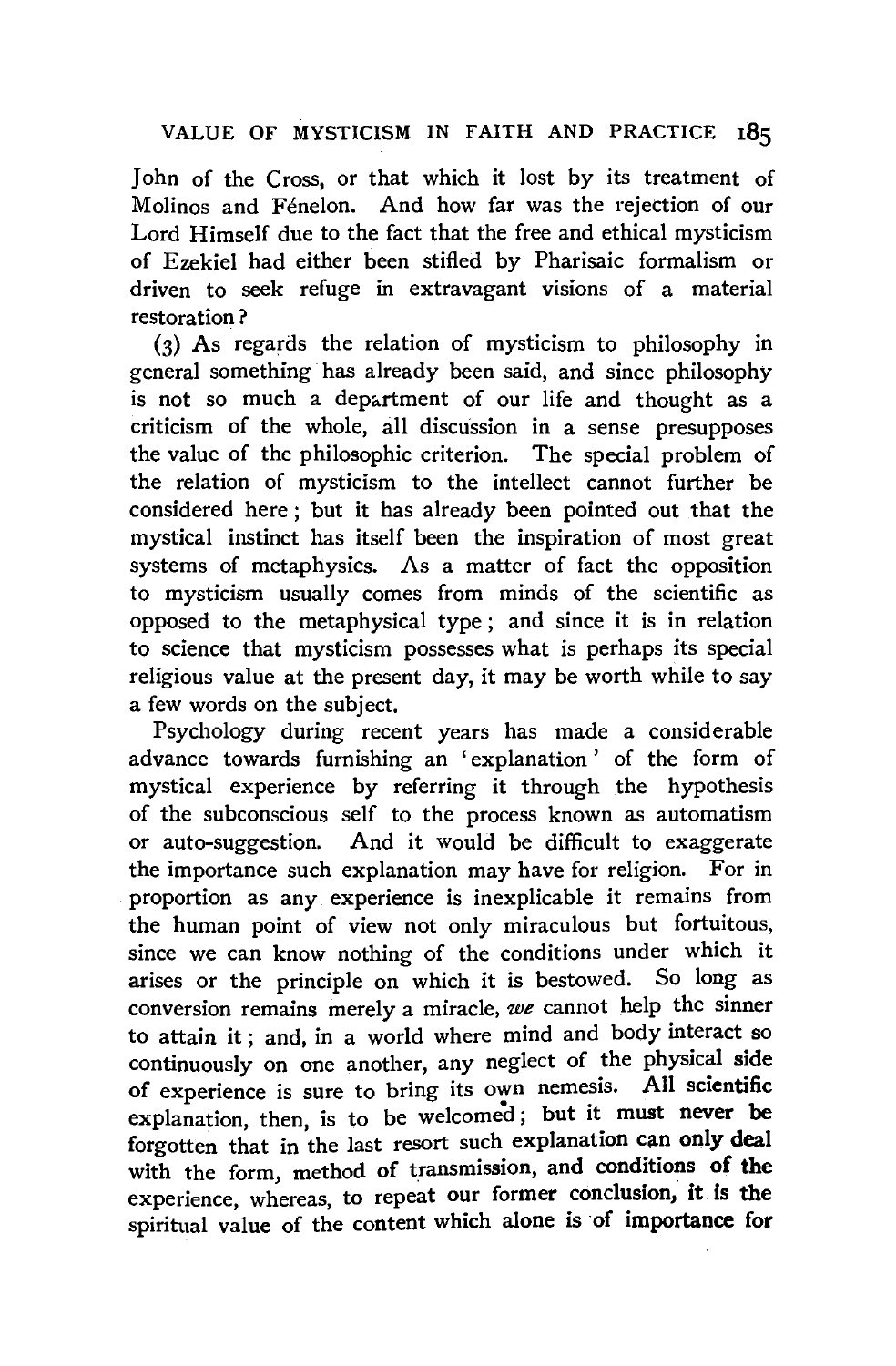John of the Cross, or that which it lost by its treatment of Molinos and Fénelon. And how far was the rejection of our Lord Himself due to the fact that the free and ethical mysticism of Ezekiel had either been stifled by Pharisaic formalism or driven to seek refuge in extravagant visions of a material restoration?

(3) As regards the relation of mysticism to philosophy in general something has already been said, and since philosophy is not so much a department of our life and thought as a criticism of the whole, all discussion in a sense presupposes the value of the philosophic criterion. The special problem of the relation of mysticism to the intellect cannot further be considered here; but it has already been pointed out that the mystical instinct has itself been the inspiration of most great systems of metaphysics. As a matter of fact the opposition to mysticism usually comes from minds of the scientific as opposed to the metaphysical type; and since it is in relation to science that mysticism possesses what is perhaps its special religious value at the present day, it may be worth while to say a few words on the subject.

Psychology during recent years has made a considerable advance towards furnishing an 'explanation' of the form of mystical experience by referring it through the hypothesis of the subconscious self to the process known as automatism or auto-suggestion. And it would be difficult to exaggerate the importance such explanation may have for religion. For in proportion as any experience is inexplicable it remains from the human point of view not only miraculous but fortuitous, since we can know nothing of the conditions under which it arises or the principle on which it is bestowed. So long as conversion remains merely a miracle, *we* cannot help the sinner to attain it; and, in a world where mind and body interact so continuously on one another, any neglect of the physical side of experience is sure to bring its own nemesis. All scientific explanation, then, is to be welcomed; but it must never be forgotten that in the last resort such explanation can only deal with the form, method of transmission, and conditions of the experience, whereas, to repeat our former conclusion, it is the spiritual value of the content which alone is of importance for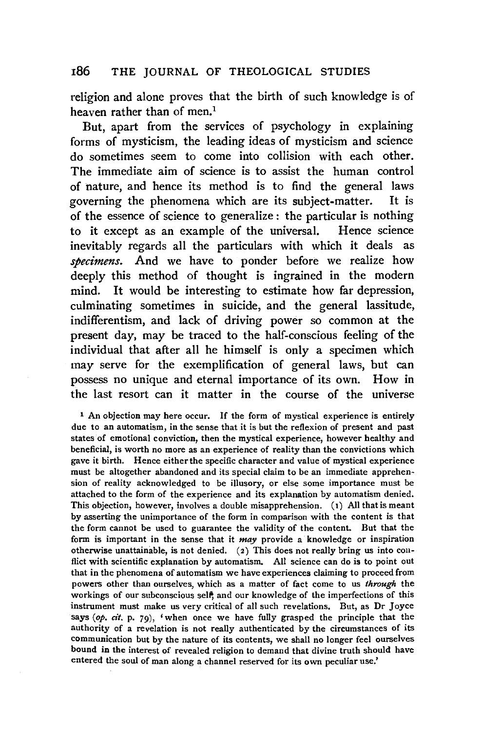religion and alone proves that the birth of such knowledge is of heaven rather than of men.[1]

But, apart from the services of psychology in explaining forms of mysticism, the leading ideas of mysticism and science do sometimes seem to come into collision with each other. The immediate aim of science is to assist the human control of nature, and hence its method is to find the general laws governing the phenomena which are its subject-matter. It is of the essence of science to generalize: the particular is nothing to it except as an example of the universal. Hence science inevitably regards all the particulars with which it deals as *specimens*. And we have to ponder before we realize how deeply this method of thought is ingrained in the modern mind. It would be interesting to estimate how far depression, culminating sometimes in suicide, and the general lassitude, indifferentism, and lack of driving power so common at the present day, may be traced to the half-conscious feeling of the individual that after all he himself is only a specimen which may serve for the exemplification of general laws, but can possess no unique and eternal importance of its own. How in the last resort can it matter in the course of the universe

[1] An objection may here occur. If the form of mystical experience is entirely due to an automatism, in the sense that it is but the reflexion of present and past states of emotional conviction, then the mystical experience, however healthy and beneficial, is worth no more as an experience of reality than the convictions which gave it birth. Hence either the specific character and value of mystical experience must be altogether abandoned and its special claim to be an immediate apprehension of reality acknowledged to be illusory, or else some importance must be attached to the form of the experience and its explanation by automatism denied. This objection, however, involves a double misapprehension. (1) All that is meant by asserting the unimportance of the form in comparison with the content is that the form cannot be used to guarantee the validity of the content. But that the form is important in the sense that it *may* provide a knowledge or inspiration otherwise unattainable, is not denied. (2) This does not really bring us into conflict with scientific explanation by automatism. All science can do is to point out that in the phenomena of automatism we have experiences claiming to proceed from powers other than ourselves, which as a matter of fact come to us *through* the workings of our subconscious self; and our knowledge of the imperfections of this instrument must make us very critical of all such revelations. But, as Dr Joyce says (*op. cit.* p. 79), 'when once we have fully grasped the principle that the authority of a revelation is not really authenticated by the circumstances of its communication but by the nature of its contents, we shall no longer feel ourselves bound in the interest of revealed religion to demand that divine truth should have entered the soul of man along a channel reserved for its own peculiar use.'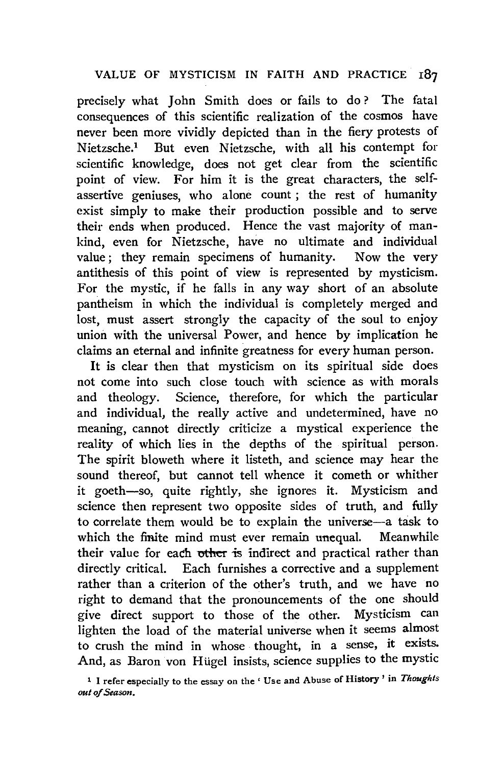precisely what John Smith does or fails to do? The fatal consequences of this scientific realization of the cosmos have never been more vividly depicted than in the fiery protests of Nietzsche.[1] But even Nietzsche, with all his contempt for scientific knowledge, does not get clear from the scientific point of view. For him it is the great characters, the self-assertive geniuses, who alone count; the rest of humanity exist simply to make their production possible and to serve their ends when produced. Hence the vast majority of mankind, even for Nietzsche, have no ultimate and individual value; they remain specimens of humanity. Now the very antithesis of this point of view is represented by mysticism. For the mystic, if he falls in any way short of an absolute pantheism in which the individual is completely merged and lost, must assert strongly the capacity of the soul to enjoy union with the universal Power, and hence by implication he claims an eternal and infinite greatness for every human person.

It is clear then that mysticism on its spiritual side does not come into such close touch with science as with morals and theology. Science, therefore, for which the particular and individual, the really active and undetermined, have no meaning, cannot directly criticize a mystical experience the reality of which lies in the depths of the spiritual person. The spirit bloweth where it listeth, and science may hear the sound thereof, but cannot tell whence it cometh or whither it goeth—so, quite rightly, she ignores it. Mysticism and science then represent two opposite sides of truth, and fully to correlate them would be to explain the universe—a task to which the finite mind must ever remain unequal. Meanwhile their value for each other is indirect and practical rather than directly critical. Each furnishes a corrective and a supplement rather than a criterion of the other's truth, and we have no right to demand that the pronouncements of the one should give direct support to those of the other. Mysticism can lighten the load of the material universe when it seems almost to crush the mind in whose thought, in a sense, it exists. And, as Baron von Hügel insists, science supplies to the mystic

[1] I refer especially to the essay on the 'Use and Abuse of History' in *Thoughts out of Season*.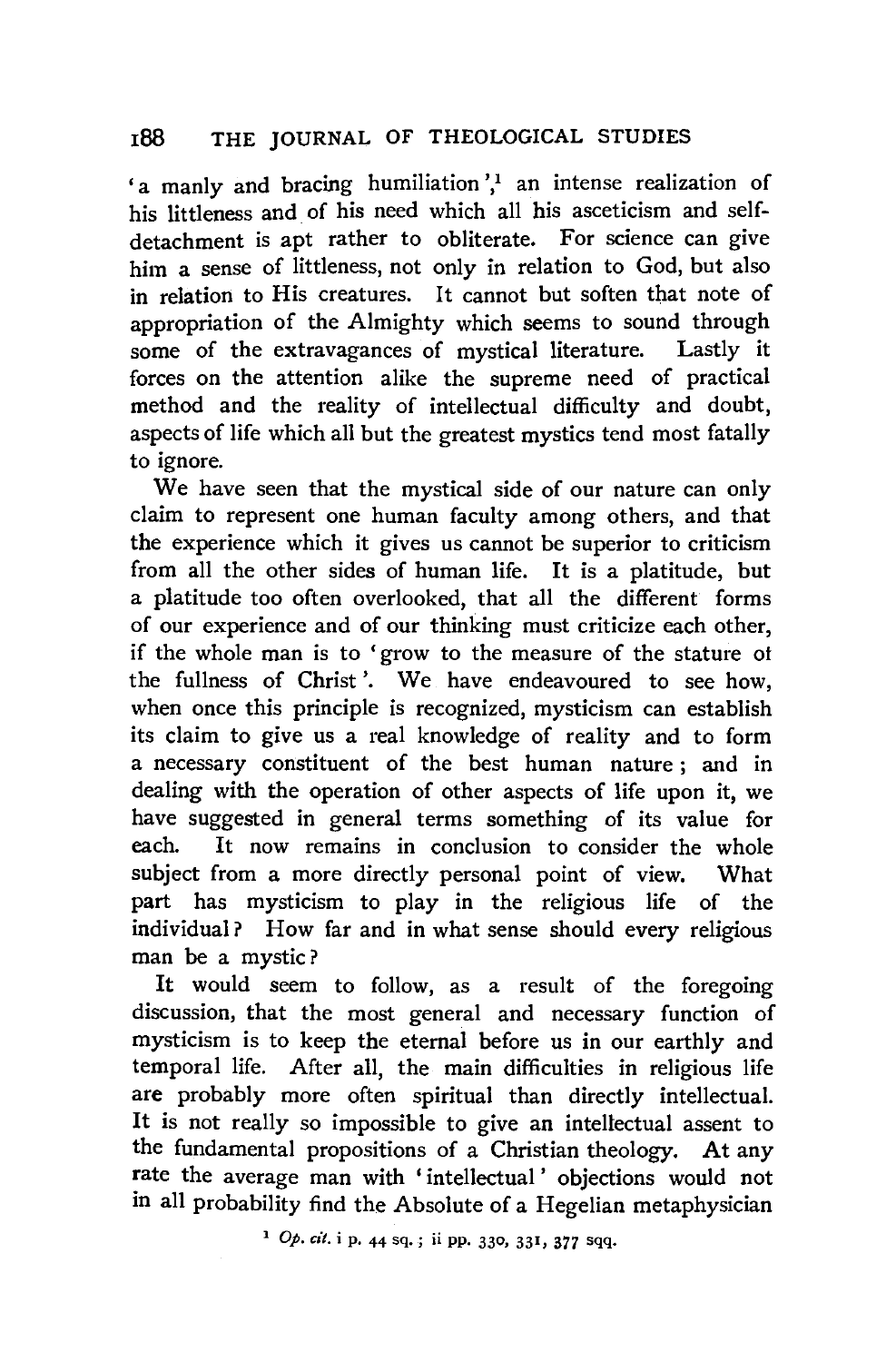'a manly and bracing humiliation',[1] an intense realization of his littleness and of his need which all his asceticism and self-detachment is apt rather to obliterate. For science can give him a sense of littleness, not only in relation to God, but also in relation to His creatures. It cannot but soften that note of appropriation of the Almighty which seems to sound through some of the extravagances of mystical literature. Lastly it forces on the attention alike the supreme need of practical method and the reality of intellectual difficulty and doubt, aspects of life which all but the greatest mystics tend most fatally to ignore.

We have seen that the mystical side of our nature can only claim to represent one human faculty among others, and that the experience which it gives us cannot be superior to criticism from all the other sides of human life. It is a platitude, but a platitude too often overlooked, that all the different forms of our experience and of our thinking must criticize each other, if the whole man is to 'grow to the measure of the stature of the fullness of Christ'. We have endeavoured to see how, when once this principle is recognized, mysticism can establish its claim to give us a real knowledge of reality and to form a necessary constituent of the best human nature; and in dealing with the operation of other aspects of life upon it, we have suggested in general terms something of its value for each. It now remains in conclusion to consider the whole subject from a more directly personal point of view. What part has mysticism to play in the religious life of the individual? How far and in what sense should every religious man be a mystic?

It would seem to follow, as a result of the foregoing discussion, that the most general and necessary function of mysticism is to keep the eternal before us in our earthly and temporal life. After all, the main difficulties in religious life are probably more often spiritual than directly intellectual. It is not really so impossible to give an intellectual assent to the fundamental propositions of a Christian theology. At any rate the average man with 'intellectual' objections would not in all probability find the Absolute of a Hegelian metaphysician

[1] *Op. cit.* i p. 44 sq.; ii pp. 330, 331, 377 sqq.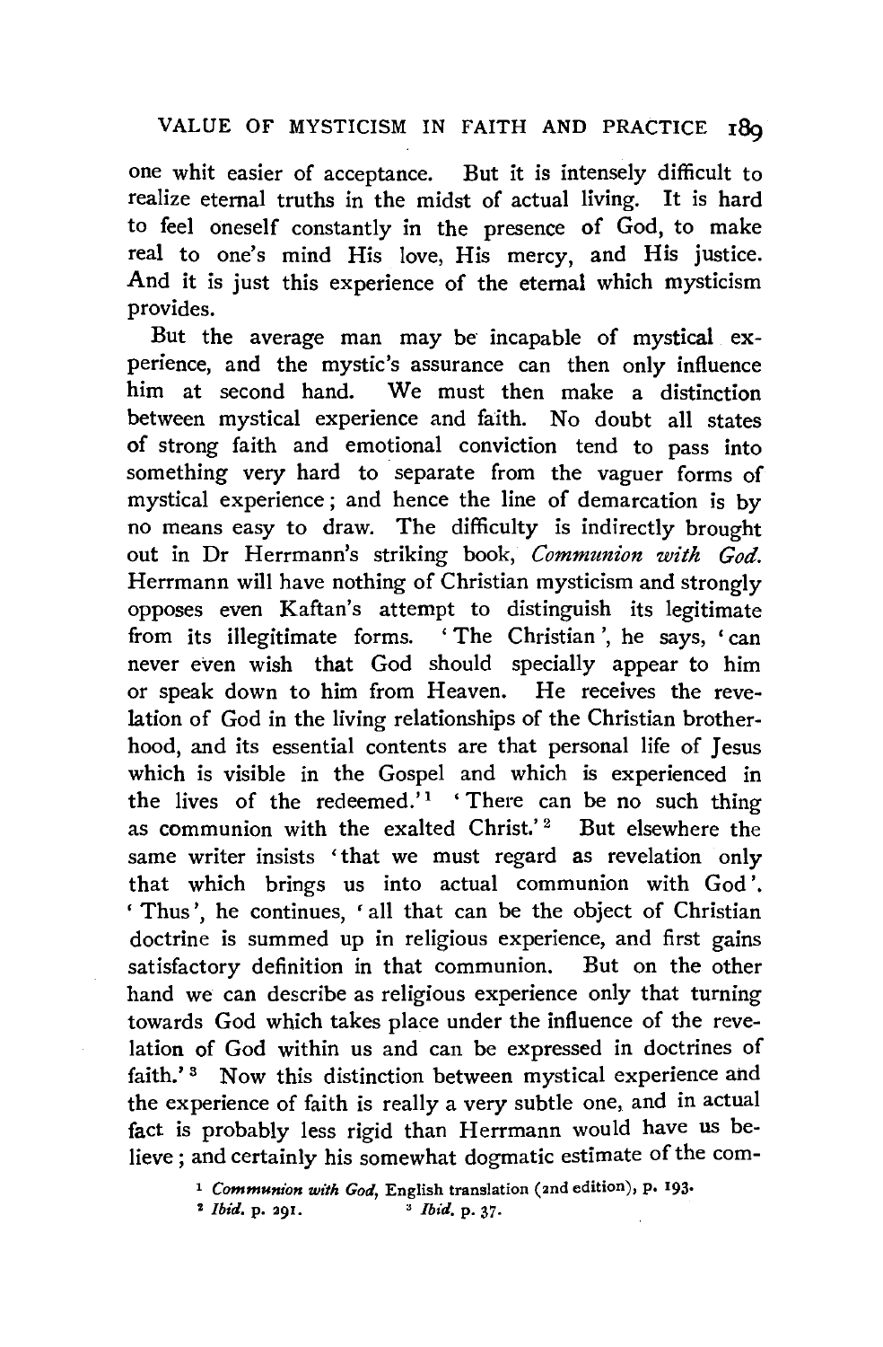one whit easier of acceptance. But it is intensely difficult to realize eternal truths in the midst of actual living. It is hard to feel oneself constantly in the presence of God, to make real to one's mind His love, His mercy, and His justice. And it is just this experience of the eternal which mysticism provides.

But the average man may be incapable of mystical experience, and the mystic's assurance can then only influence him at second hand. We must then make a distinction between mystical experience and faith. No doubt all states of strong faith and emotional conviction tend to pass into something very hard to separate from the vaguer forms of mystical experience; and hence the line of demarcation is by no means easy to draw. The difficulty is indirectly brought out in Dr Herrmann's striking book, *Communion with God.* Herrmann will have nothing of Christian mysticism and strongly opposes even Kaftan's attempt to distinguish its legitimate from its illegitimate forms. 'The Christian', he says, 'can never even wish that God should specially appear to him or speak down to him from Heaven. He receives the revelation of God in the living relationships of the Christian brotherhood, and its essential contents are that personal life of Jesus which is visible in the Gospel and which is experienced in the lives of the redeemed.'[1] 'There can be no such thing as communion with the exalted Christ.'[2] But elsewhere the same writer insists 'that we must regard as revelation only that which brings us into actual communion with God'. 'Thus', he continues, 'all that can be the object of Christian doctrine is summed up in religious experience, and first gains satisfactory definition in that communion. But on the other hand we can describe as religious experience only that turning towards God which takes place under the influence of the revelation of God within us and can be expressed in doctrines of faith.'[3] Now this distinction between mystical experience and the experience of faith is really a very subtle one, and in actual fact is probably less rigid than Herrmann would have us believe; and certainly his somewhat dogmatic estimate of the com-

[1] *Communion with God*, English translation (2nd edition), p. 193.
[2] *Ibid.* p. 291.
[3] *Ibid.* p. 37.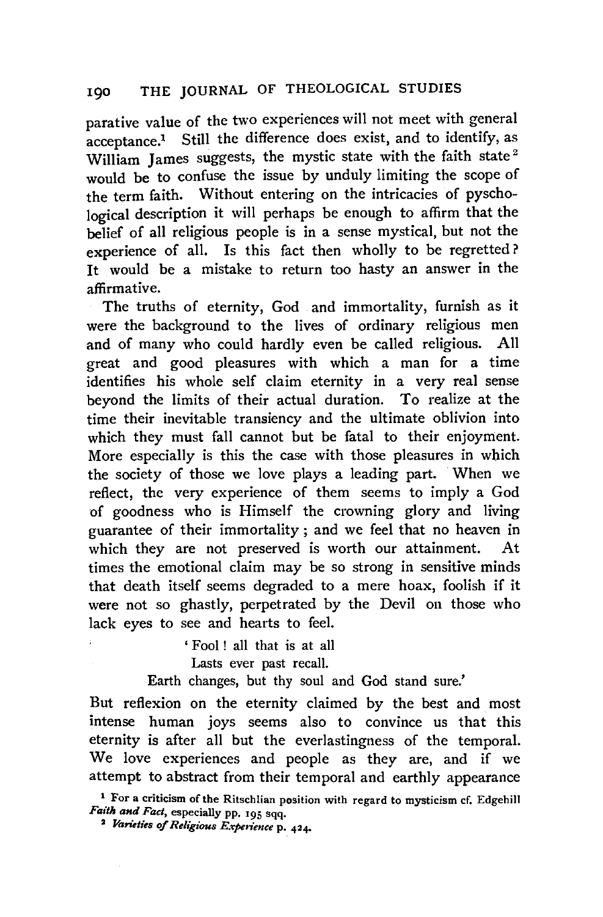parative value of the two experiences will not meet with general acceptance.[1] Still the difference does exist, and to identify, as William James suggests, the mystic state with the faith state[2] would be to confuse the issue by unduly limiting the scope of the term faith. Without entering on the intricacies of pyschological description it will perhaps be enough to affirm that the belief of all religious people is in a sense mystical, but not the experience of all. Is this fact then wholly to be regretted? It would be a mistake to return too hasty an answer in the affirmative.

The truths of eternity, God and immortality, furnish as it were the background to the lives of ordinary religious men and of many who could hardly even be called religious. All great and good pleasures with which a man for a time identifies his whole self claim eternity in a very real sense beyond the limits of their actual duration. To realize at the time their inevitable transiency and the ultimate oblivion into which they must fall cannot but be fatal to their enjoyment. More especially is this the case with those pleasures in which the society of those we love plays a leading part. When we reflect, the very experience of them seems to imply a God of goodness who is Himself the crowning glory and living guarantee of their immortality; and we feel that no heaven in which they are not preserved is worth our attainment. At times the emotional claim may be so strong in sensitive minds that death itself seems degraded to a mere hoax, foolish if it were not so ghastly, perpetrated by the Devil on those who lack eyes to see and hearts to feel.

> 'Fool! all that is at all
> Lasts ever past recall.
> Earth changes, but thy soul and God stand sure.'

But reflexion on the eternity claimed by the best and most intense human joys seems also to convince us that this eternity is after all but the everlastingness of the temporal. We love experiences and people as they are, and if we attempt to abstract from their temporal and earthly appearance

[1] For a criticism of the Ritschlian position with regard to mysticism cf. Edgehill *Faith and Fact*, especially pp. 195 sqq.

[2] *Varieties of Religious Experience* p. 424.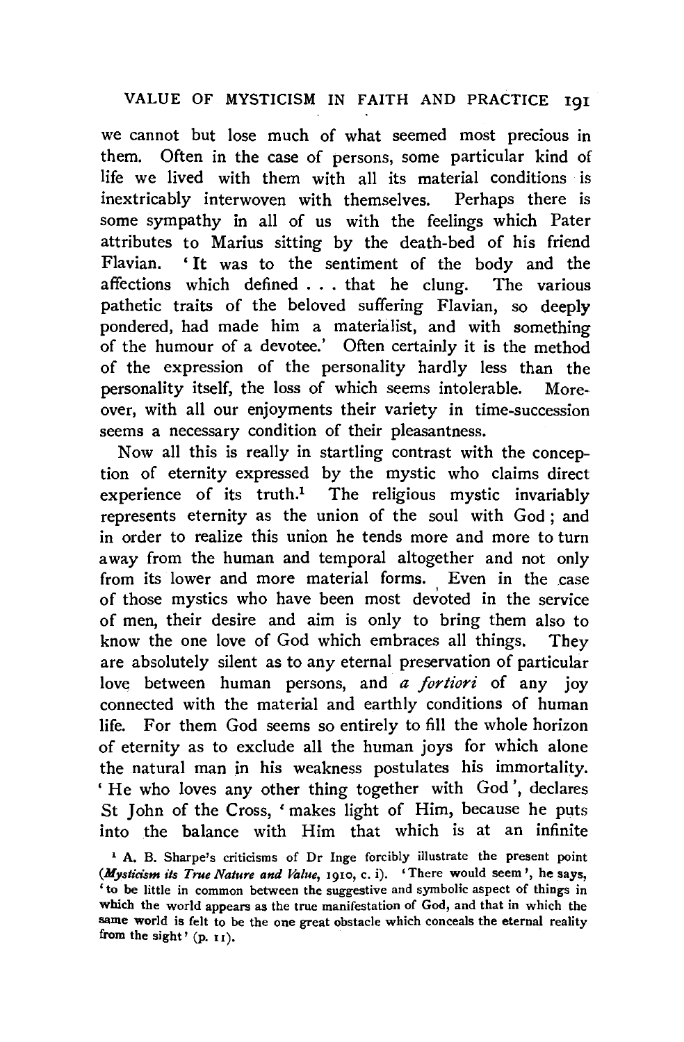we cannot but lose much of what seemed most precious in them. Often in the case of persons, some particular kind of life we lived with them with all its material conditions is inextricably interwoven with themselves. Perhaps there is some sympathy in all of us with the feelings which Pater attributes to Marius sitting by the death-bed of his friend Flavian. 'It was to the sentiment of the body and the affections which defined . . . that he clung. The various pathetic traits of the beloved suffering Flavian, so deeply pondered, had made him a materialist, and with something of the humour of a devotee.' Often certainly it is the method of the expression of the personality hardly less than the personality itself, the loss of which seems intolerable. Moreover, with all our enjoyments their variety in time-succession seems a necessary condition of their pleasantness.

Now all this is really in startling contrast with the conception of eternity expressed by the mystic who claims direct experience of its truth.[1] The religious mystic invariably represents eternity as the union of the soul with God; and in order to realize this union he tends more and more to turn away from the human and temporal altogether and not only from its lower and more material forms. Even in the case of those mystics who have been most devoted in the service of men, their desire and aim is only to bring them also to know the one love of God which embraces all things. They are absolutely silent as to any eternal preservation of particular love between human persons, and *a fortiori* of any joy connected with the material and earthly conditions of human life. For them God seems so entirely to fill the whole horizon of eternity as to exclude all the human joys for which alone the natural man in his weakness postulates his immortality. 'He who loves any other thing together with God', declares St John of the Cross, 'makes light of Him, because he puts into the balance with Him that which is at an infinite

[1] A. B. Sharpe's criticisms of Dr Inge forcibly illustrate the present point (*Mysticism its True Nature and Value*, 1910, c. i). 'There would seem', he says, 'to be little in common between the suggestive and symbolic aspect of things in which the world appears as the true manifestation of God, and that in which the same world is felt to be the one great obstacle which conceals the eternal reality from the sight' (p. 11).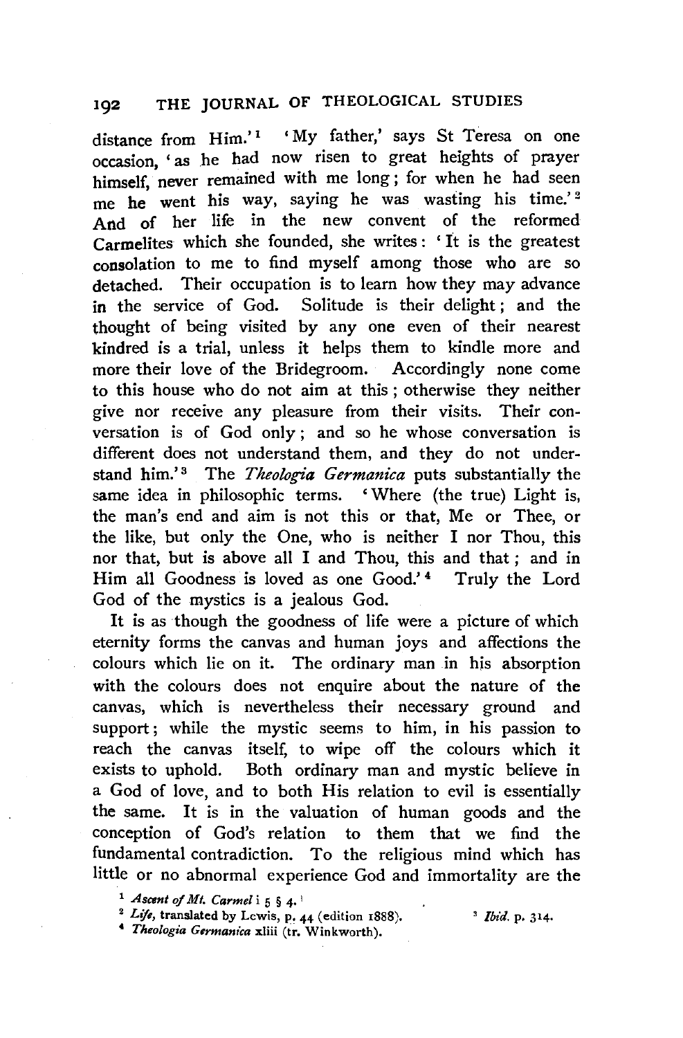distance from Him.'[1] 'My father,' says St Teresa on one occasion, 'as he had now risen to great heights of prayer himself, never remained with me long; for when he had seen me he went his way, saying he was wasting his time.'[2] And of her life in the new convent of the reformed Carmelites which she founded, she writes: 'It is the greatest consolation to me to find myself among those who are so detached. Their occupation is to learn how they may advance in the service of God. Solitude is their delight; and the thought of being visited by any one even of their nearest kindred is a trial, unless it helps them to kindle more and more their love of the Bridegroom. Accordingly none come to this house who do not aim at this; otherwise they neither give nor receive any pleasure from their visits. Their conversation is of God only; and so he whose conversation is different does not understand them, and they do not understand him.'[3] The *Theologia Germanica* puts substantially the same idea in philosophic terms. 'Where (the true) Light is, the man's end and aim is not this or that, Me or Thee, or the like, but only the One, who is neither I nor Thou, this nor that, but is above all I and Thou, this and that; and in Him all Goodness is loved as one Good.'[4] Truly the Lord God of the mystics is a jealous God.

It is as though the goodness of life were a picture of which eternity forms the canvas and human joys and affections the colours which lie on it. The ordinary man in his absorption with the colours does not enquire about the nature of the canvas, which is nevertheless their necessary ground and support; while the mystic seems to him, in his passion to reach the canvas itself, to wipe off the colours which it exists to uphold. Both ordinary man and mystic believe in a God of love, and to both His relation to evil is essentially the same. It is in the valuation of human goods and the conception of God's relation to them that we find the fundamental contradiction. To the religious mind which has little or no abnormal experience God and immortality are the

[1] *Ascent of Mt. Carmel* i 5 § 4.

[2] *Life*, translated by Lewis, p. 44 (edition 1888).

[3] *Ibid.* p. 314.

[4] *Theologia Germanica* xliii (tr. Winkworth).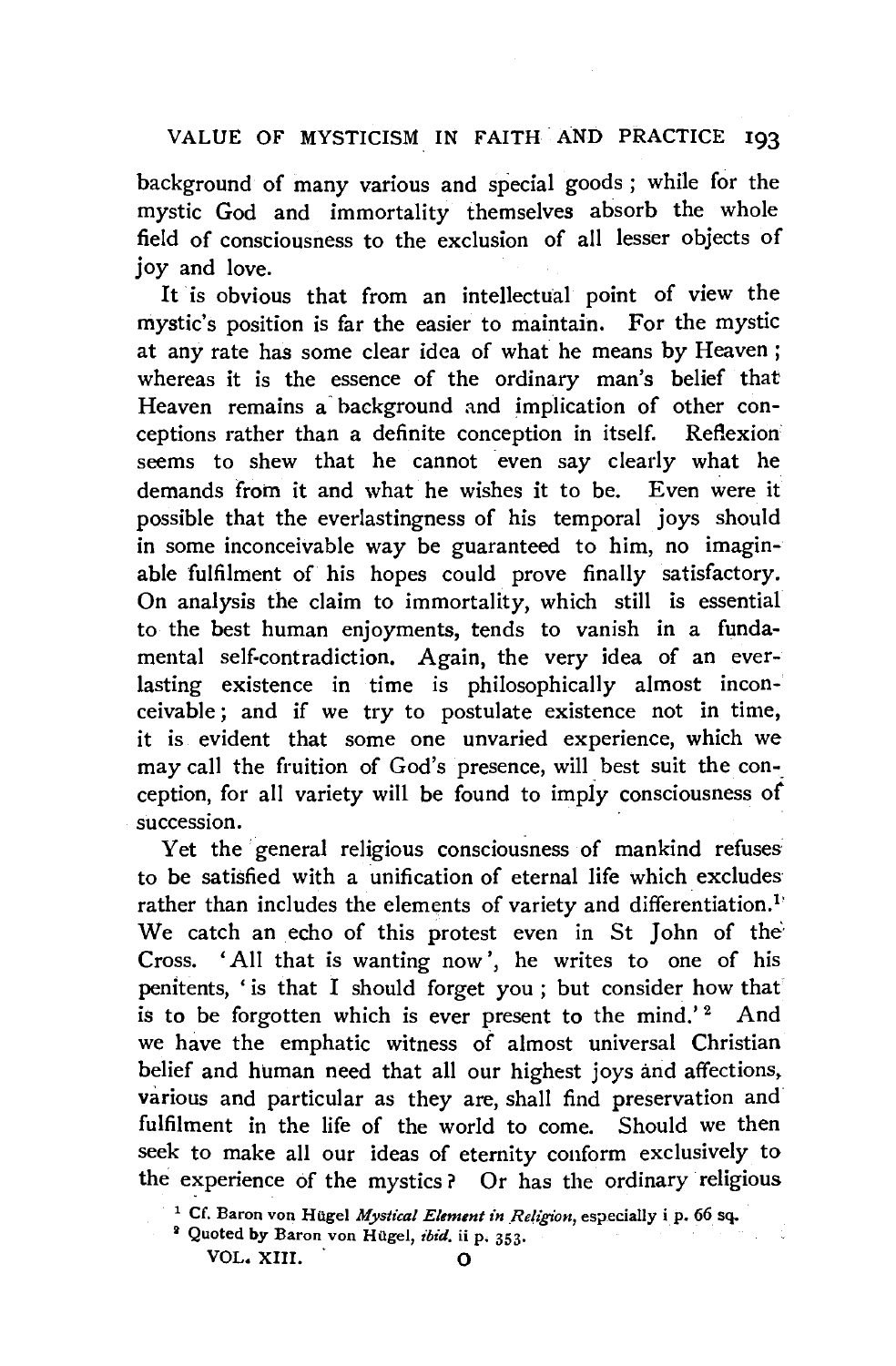background of many various and special goods; while for the mystic God and immortality themselves absorb the whole field of consciousness to the exclusion of all lesser objects of joy and love.

It is obvious that from an intellectual point of view the mystic's position is far the easier to maintain. For the mystic at any rate has some clear idea of what he means by Heaven; whereas it is the essence of the ordinary man's belief that Heaven remains a background and implication of other conceptions rather than a definite conception in itself. Reflexion seems to shew that he cannot even say clearly what he demands from it and what he wishes it to be. Even were it possible that the everlastingness of his temporal joys should in some inconceivable way be guaranteed to him, no imaginable fulfilment of his hopes could prove finally satisfactory. On analysis the claim to immortality, which still is essential to the best human enjoyments, tends to vanish in a fundamental self-contradiction. Again, the very idea of an everlasting existence in time is philosophically almost inconceivable; and if we try to postulate existence not in time, it is evident that some one unvaried experience, which we may call the fruition of God's presence, will best suit the conception, for all variety will be found to imply consciousness of succession.

Yet the general religious consciousness of mankind refuses to be satisfied with a unification of eternal life which excludes rather than includes the elements of variety and differentiation.[1] We catch an echo of this protest even in St John of the Cross. 'All that is wanting now', he writes to one of his penitents, 'is that I should forget you; but consider how that is to be forgotten which is ever present to the mind.'[2] And we have the emphatic witness of almost universal Christian belief and human need that all our highest joys and affections, various and particular as they are, shall find preservation and fulfilment in the life of the world to come. Should we then seek to make all our ideas of eternity conform exclusively to the experience of the mystics? Or has the ordinary religious

[1] Cf. Baron von Hügel *Mystical Element in Religion*, especially i p. 66 sq.

[2] Quoted by Baron von Hügel, *ibid.* ii p. 353.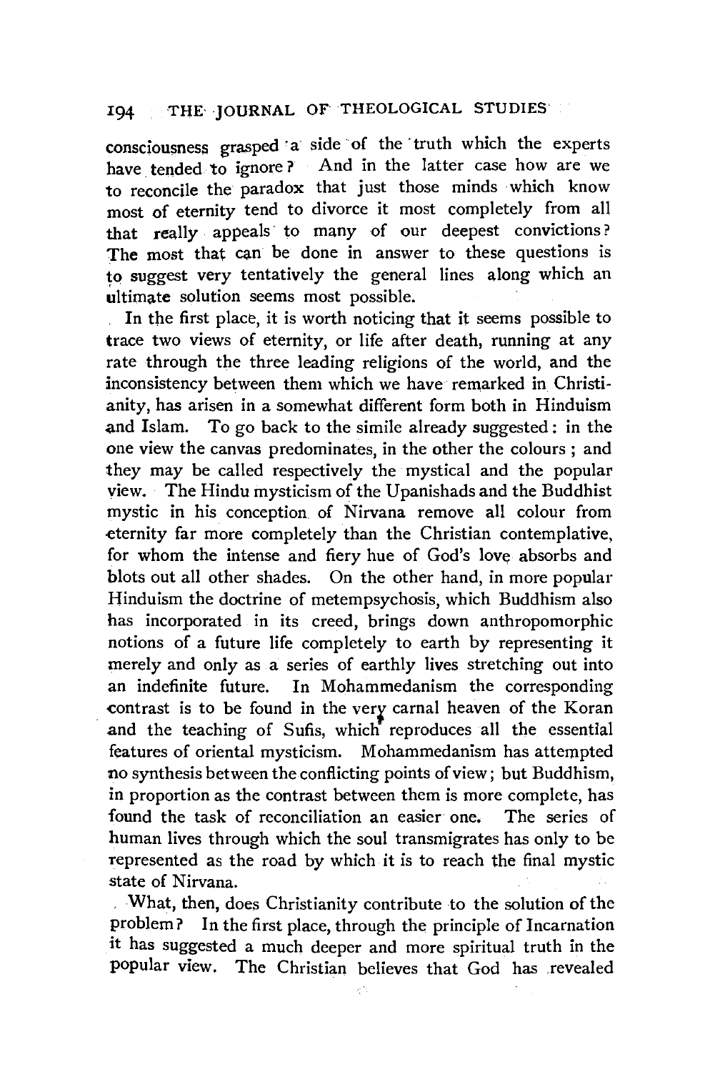consciousness grasped a side of the truth which the experts have tended to ignore? And in the latter case how are we to reconcile the paradox that just those minds which know most of eternity tend to divorce it most completely from all that really appeals to many of our deepest convictions? The most that can be done in answer to these questions is to suggest very tentatively the general lines along which an ultimate solution seems most possible.

In the first place, it is worth noticing that it seems possible to trace two views of eternity, or life after death, running at any rate through the three leading religions of the world, and the inconsistency between them which we have remarked in Christianity, has arisen in a somewhat different form both in Hinduism and Islam. To go back to the simile already suggested: in the one view the canvas predominates, in the other the colours; and they may be called respectively the mystical and the popular view. The Hindu mysticism of the Upanishads and the Buddhist mystic in his conception of Nirvana remove all colour from eternity far more completely than the Christian contemplative, for whom the intense and fiery hue of God's love absorbs and blots out all other shades. On the other hand, in more popular Hinduism the doctrine of metempsychosis, which Buddhism also has incorporated in its creed, brings down anthropomorphic notions of a future life completely to earth by representing it merely and only as a series of earthly lives stretching out into an indefinite future. In Mohammedanism the corresponding contrast is to be found in the very carnal heaven of the Koran and the teaching of Sufis, which reproduces all the essential features of oriental mysticism. Mohammedanism has attempted no synthesis between the conflicting points of view; but Buddhism, in proportion as the contrast between them is more complete, has found the task of reconciliation an easier one. The series of human lives through which the soul transmigrates has only to be represented as the road by which it is to reach the final mystic state of Nirvana.

What, then, does Christianity contribute to the solution of the problem? In the first place, through the principle of Incarnation it has suggested a much deeper and more spiritual truth in the popular view. The Christian believes that God has revealed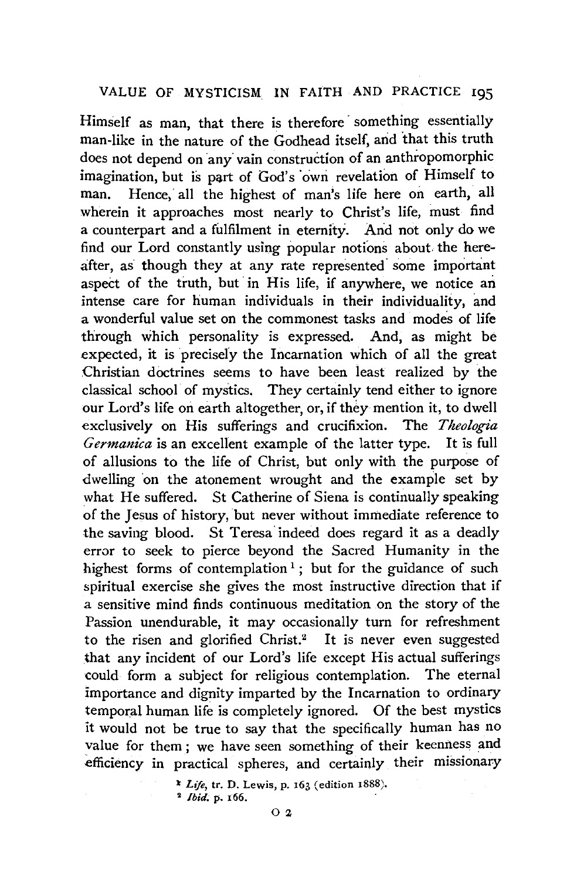Himself as man, that there is therefore something essentially man-like in the nature of the Godhead itself, and that this truth does not depend on any vain construction of an anthropomorphic imagination, but is part of God's own revelation of Himself to man. Hence, all the highest of man's life here on earth, all wherein it approaches most nearly to Christ's life, must find a counterpart and a fulfilment in eternity. And not only do we find our Lord constantly using popular notions about the hereafter, as though they at any rate represented some important aspect of the truth, but in His life, if anywhere, we notice an intense care for human individuals in their individuality, and a wonderful value set on the commonest tasks and modes of life through which personality is expressed. And, as might be expected, it is precisely the Incarnation which of all the great Christian doctrines seems to have been least realized by the classical school of mystics. They certainly tend either to ignore our Lord's life on earth altogether, or, if they mention it, to dwell exclusively on His sufferings and crucifixion. The *Theologia Germanica* is an excellent example of the latter type. It is full of allusions to the life of Christ, but only with the purpose of dwelling on the atonement wrought and the example set by what He suffered. St Catherine of Siena is continually speaking of the Jesus of history, but never without immediate reference to the saving blood. St Teresa indeed does regard it as a deadly error to seek to pierce beyond the Sacred Humanity in the highest forms of contemplation [1]; but for the guidance of such spiritual exercise she gives the most instructive direction that if a sensitive mind finds continuous meditation on the story of the Passion unendurable, it may occasionally turn for refreshment to the risen and glorified Christ.[2] It is never even suggested that any incident of our Lord's life except His actual sufferings could form a subject for religious contemplation. The eternal importance and dignity imparted by the Incarnation to ordinary temporal human life is completely ignored. Of the best mystics it would not be true to say that the specifically human has no value for them; we have seen something of their keenness and efficiency in practical spheres, and certainly their missionary

[1] *Life*, tr. D. Lewis, p. 163 (edition 1888).

[2] *Ibid.* p. 166.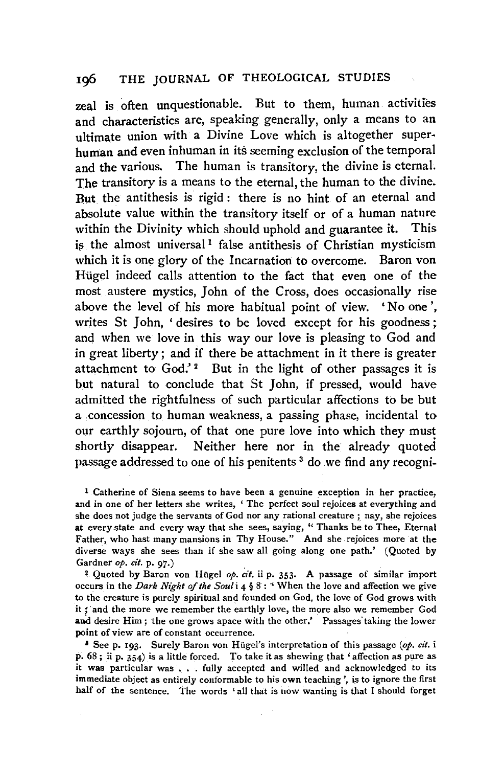zeal is often unquestionable. But to them, human activities and characteristics are, speaking generally, only a means to an ultimate union with a Divine Love which is altogether superhuman and even inhuman in its seeming exclusion of the temporal and the various. The human is transitory, the divine is eternal. The transitory is a means to the eternal, the human to the divine. But the antithesis is rigid: there is no hint of an eternal and absolute value within the transitory itself or of a human nature within the Divinity which should uphold and guarantee it. This is the almost universal[1] false antithesis of Christian mysticism which it is one glory of the Incarnation to overcome. Baron von Hügel indeed calls attention to the fact that even one of the most austere mystics, John of the Cross, does occasionally rise above the level of his more habitual point of view. 'No one', writes St John, 'desires to be loved except for his goodness; and when we love in this way our love is pleasing to God and in great liberty; and if there be attachment in it there is greater attachment to God.'[2] But in the light of other passages it is but natural to conclude that St John, if pressed, would have admitted the rightfulness of such particular affections to be but a concession to human weakness, a passing phase, incidental to our earthly sojourn, of that one pure love into which they must shortly disappear. Neither here nor in the already quoted passage addressed to one of his penitents[3] do we find any recogni-

[1] Catherine of Siena seems to have been a genuine exception in her practice, and in one of her letters she writes, 'The perfect soul rejoices at everything and she does not judge the servants of God nor any rational creature; nay, she rejoices at every state and every way that she sees, saying, "Thanks be to Thee, Eternal Father, who hast many mansions in Thy House." And she rejoices more at the diverse ways she sees than if she saw all going along one path.' (Quoted by Gardner *op. cit.* p. 97.)

[2] Quoted by Baron von Hügel *op. cit.* ii p. 353. A passage of similar import occurs in the *Dark Night of the Soul* i 4 § 8: 'When the love and affection we give to the creature is purely spiritual and founded on God, the love of God grows with it; and the more we remember the earthly love, the more also we remember God and desire Him; the one grows apace with the other.' Passages taking the lower point of view are of constant occurrence.

[3] See p. 193. Surely Baron von Hügel's interpretation of this passage (*op. cit.* i p. 68; ii p. 354) is a little forced. To take it as shewing that 'affection as pure as it was particular was . . . fully accepted and willed and acknowledged to its immediate object as entirely conformable to his own teaching', is to ignore the first half of the sentence. The words 'all that is now wanting is that I should forget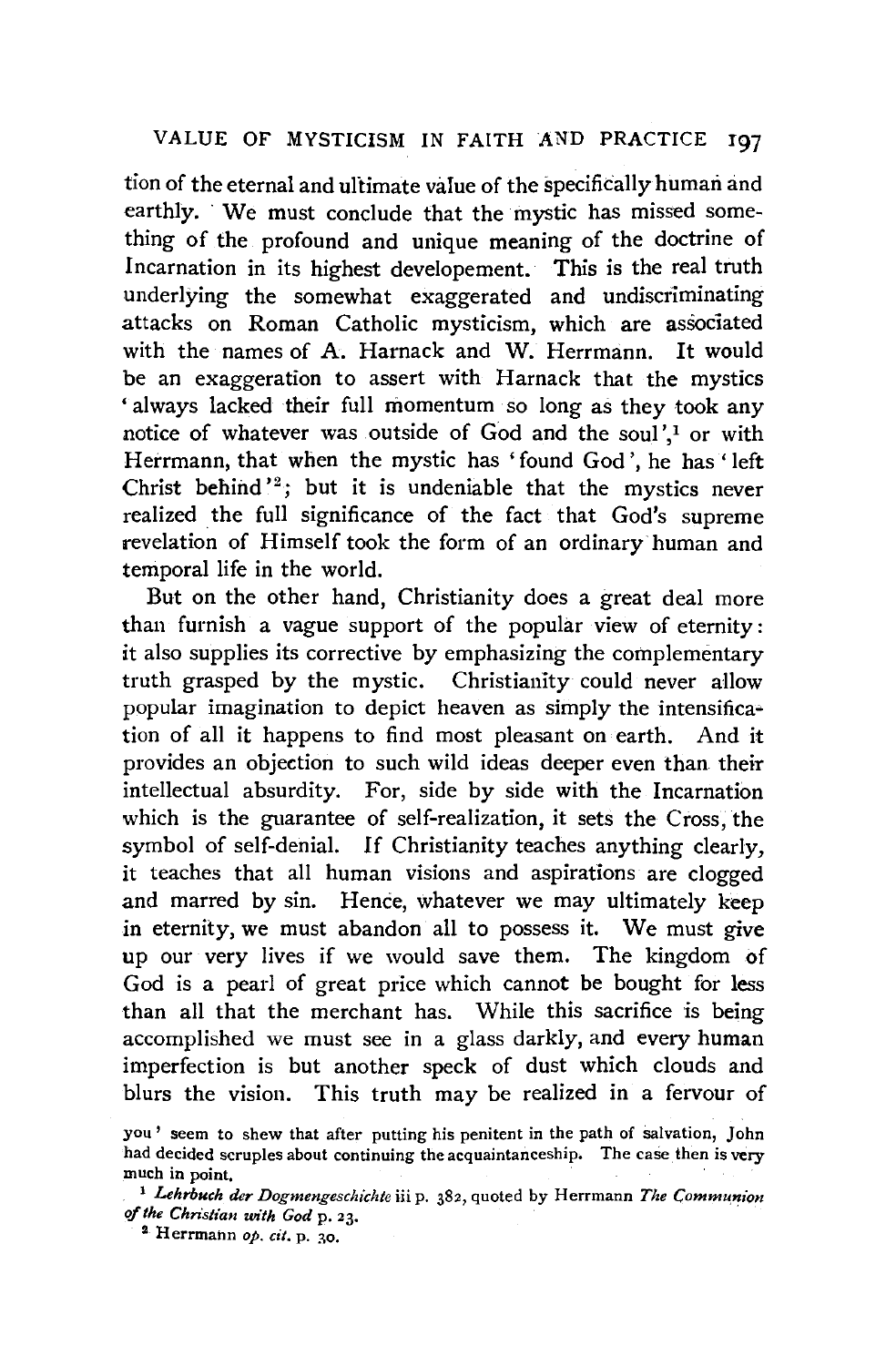tion of the eternal and ultimate value of the specifically human and earthly. We must conclude that the mystic has missed something of the profound and unique meaning of the doctrine of Incarnation in its highest developement. This is the real truth underlying the somewhat exaggerated and undiscriminating attacks on Roman Catholic mysticism, which are associated with the names of A. Harnack and W. Herrmann. It would be an exaggeration to assert with Harnack that the mystics 'always lacked their full momentum so long as they took any notice of whatever was outside of God and the soul',[1] or with Herrmann, that when the mystic has 'found God', he has 'left Christ behind'[2]; but it is undeniable that the mystics never realized the full significance of the fact that God's supreme revelation of Himself took the form of an ordinary human and temporal life in the world.

But on the other hand, Christianity does a great deal more than furnish a vague support of the popular view of eternity: it also supplies its corrective by emphasizing the complementary truth grasped by the mystic. Christianity could never allow popular imagination to depict heaven as simply the intensification of all it happens to find most pleasant on earth. And it provides an objection to such wild ideas deeper even than their intellectual absurdity. For, side by side with the Incarnation which is the guarantee of self-realization, it sets the Cross, the symbol of self-denial. If Christianity teaches anything clearly, it teaches that all human visions and aspirations are clogged and marred by sin. Hence, whatever we may ultimately keep in eternity, we must abandon all to possess it. We must give up our very lives if we would save them. The kingdom of God is a pearl of great price which cannot be bought for less than all that the merchant has. While this sacrifice is being accomplished we must see in a glass darkly, and every human imperfection is but another speck of dust which clouds and blurs the vision. This truth may be realized in a fervour of

you' seem to shew that after putting his penitent in the path of salvation, John had decided scruples about continuing the acquaintanceship. The case then is very much in point.

[1] *Lehrbuch der Dogmengeschichte* iii p. 382, quoted by Herrmann *The Communion of the Christian with God* p. 23.

[2] Herrmann *op. cit.* p. 30.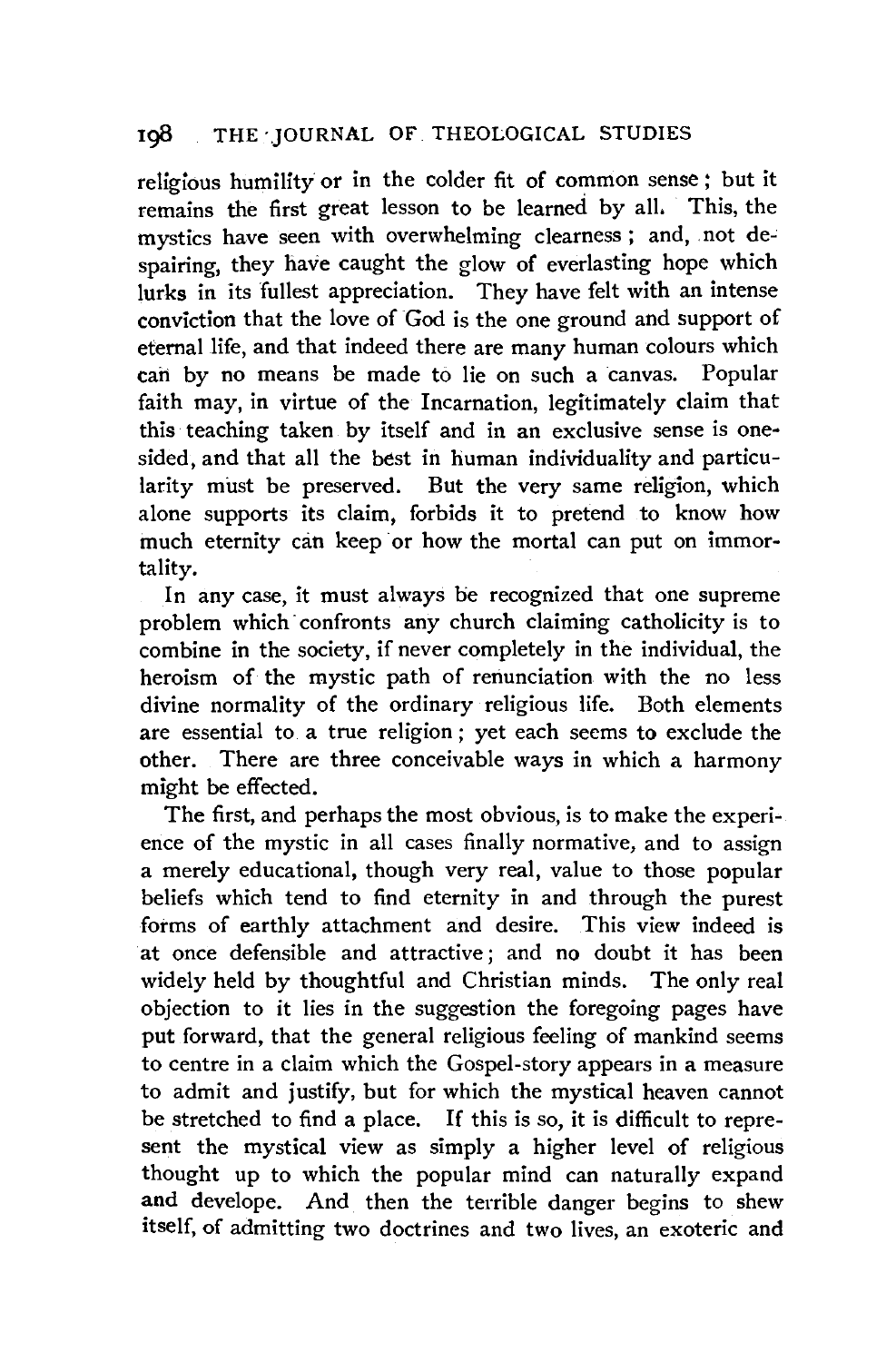religious humility or in the colder fit of common sense; but it remains the first great lesson to be learned by all. This, the mystics have seen with overwhelming clearness; and, not despairing, they have caught the glow of everlasting hope which lurks in its fullest appreciation. They have felt with an intense conviction that the love of God is the one ground and support of eternal life, and that indeed there are many human colours which can by no means be made to lie on such a canvas. Popular faith may, in virtue of the Incarnation, legitimately claim that this teaching taken by itself and in an exclusive sense is one-sided, and that all the best in human individuality and particularity must be preserved. But the very same religion, which alone supports its claim, forbids it to pretend to know how much eternity can keep or how the mortal can put on immortality.

In any case, it must always be recognized that one supreme problem which confronts any church claiming catholicity is to combine in the society, if never completely in the individual, the heroism of the mystic path of renunciation with the no less divine normality of the ordinary religious life. Both elements are essential to a true religion; yet each seems to exclude the other. There are three conceivable ways in which a harmony might be effected.

The first, and perhaps the most obvious, is to make the experience of the mystic in all cases finally normative, and to assign a merely educational, though very real, value to those popular beliefs which tend to find eternity in and through the purest forms of earthly attachment and desire. This view indeed is at once defensible and attractive; and no doubt it has been widely held by thoughtful and Christian minds. The only real objection to it lies in the suggestion the foregoing pages have put forward, that the general religious feeling of mankind seems to centre in a claim which the Gospel-story appears in a measure to admit and justify, but for which the mystical heaven cannot be stretched to find a place. If this is so, it is difficult to represent the mystical view as simply a higher level of religious thought up to which the popular mind can naturally expand and develope. And then the terrible danger begins to shew itself, of admitting two doctrines and two lives, an exoteric and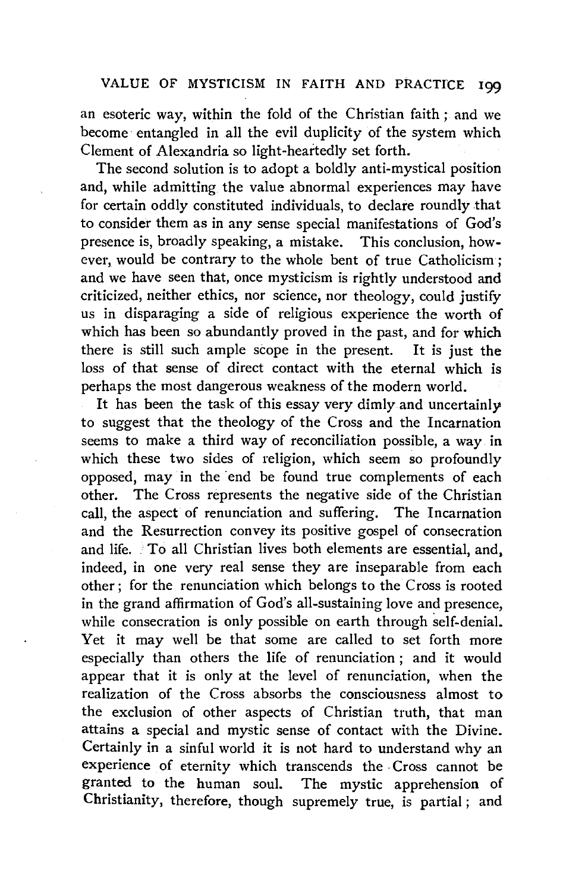an esoteric way, within the fold of the Christian faith; and we become entangled in all the evil duplicity of the system which Clement of Alexandria so light-heartedly set forth.

The second solution is to adopt a boldly anti-mystical position and, while admitting the value abnormal experiences may have for certain oddly constituted individuals, to declare roundly that to consider them as in any sense special manifestations of God's presence is, broadly speaking, a mistake. This conclusion, however, would be contrary to the whole bent of true Catholicism; and we have seen that, once mysticism is rightly understood and criticized, neither ethics, nor science, nor theology, could justify us in disparaging a side of religious experience the worth of which has been so abundantly proved in the past, and for which there is still such ample scope in the present. It is just the loss of that sense of direct contact with the eternal which is perhaps the most dangerous weakness of the modern world.

It has been the task of this essay very dimly and uncertainly to suggest that the theology of the Cross and the Incarnation seems to make a third way of reconciliation possible, a way in which these two sides of religion, which seem so profoundly opposed, may in the end be found true complements of each other. The Cross represents the negative side of the Christian call, the aspect of renunciation and suffering. The Incarnation and the Resurrection convey its positive gospel of consecration and life. To all Christian lives both elements are essential, and, indeed, in one very real sense they are inseparable from each other; for the renunciation which belongs to the Cross is rooted in the grand affirmation of God's all-sustaining love and presence, while consecration is only possible on earth through self-denial. Yet it may well be that some are called to set forth more especially than others the life of renunciation; and it would appear that it is only at the level of renunciation, when the realization of the Cross absorbs the consciousness almost to the exclusion of other aspects of Christian truth, that man attains a special and mystic sense of contact with the Divine. Certainly in a sinful world it is not hard to understand why an experience of eternity which transcends the Cross cannot be granted to the human soul. The mystic apprehension of Christianity, therefore, though supremely true, is partial; and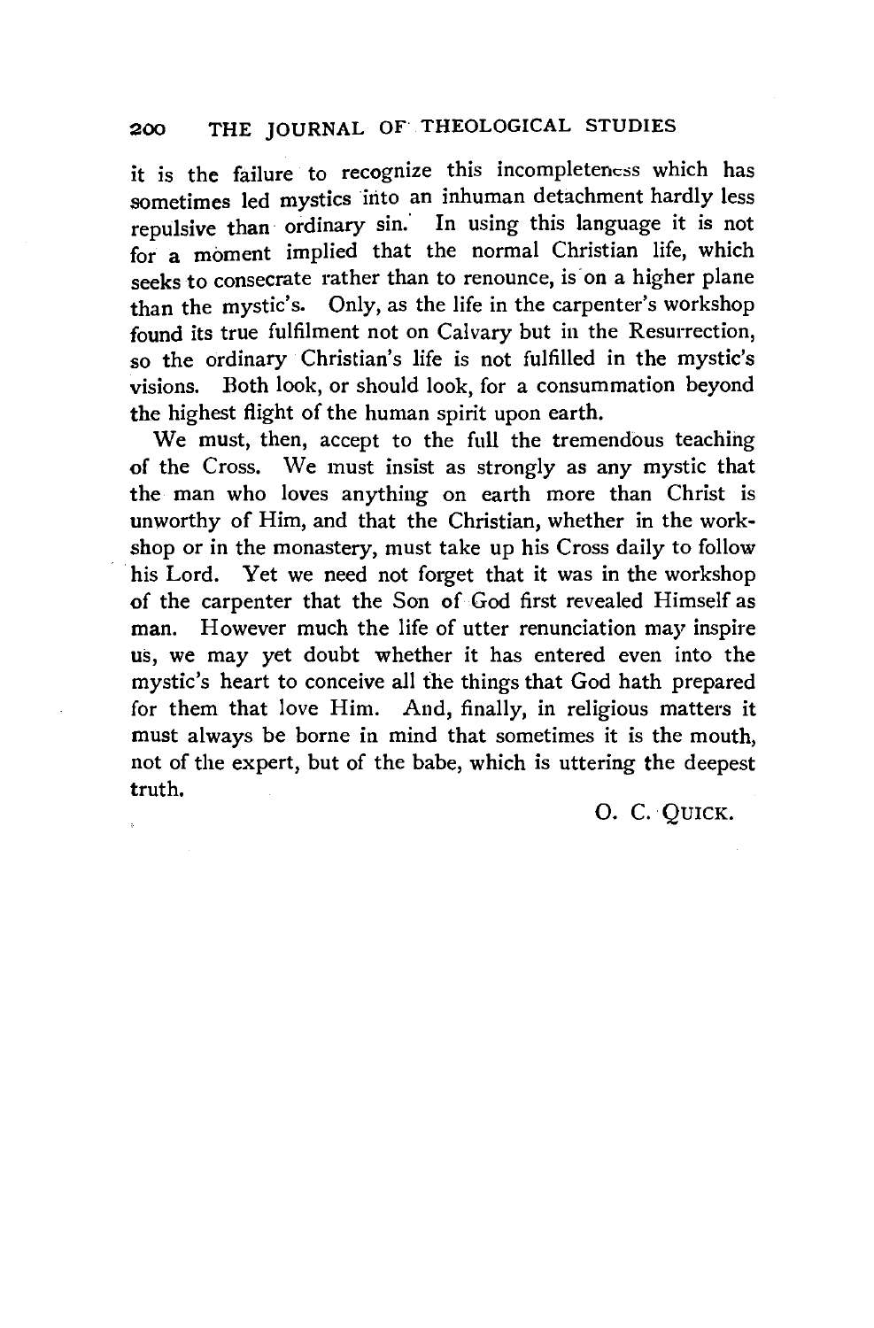it is the failure to recognize this incompleteness which has sometimes led mystics into an inhuman detachment hardly less repulsive than ordinary sin. In using this language it is not for a moment implied that the normal Christian life, which seeks to consecrate rather than to renounce, is on a higher plane than the mystic's. Only, as the life in the carpenter's workshop found its true fulfilment not on Calvary but in the Resurrection, so the ordinary Christian's life is not fulfilled in the mystic's visions. Both look, or should look, for a consummation beyond the highest flight of the human spirit upon earth.

We must, then, accept to the full the tremendous teaching of the Cross. We must insist as strongly as any mystic that the man who loves anything on earth more than Christ is unworthy of Him, and that the Christian, whether in the workshop or in the monastery, must take up his Cross daily to follow his Lord. Yet we need not forget that it was in the workshop of the carpenter that the Son of God first revealed Himself as man. However much the life of utter renunciation may inspire us, we may yet doubt whether it has entered even into the mystic's heart to conceive all the things that God hath prepared for them that love Him. And, finally, in religious matters it must always be borne in mind that sometimes it is the mouth, not of the expert, but of the babe, which is uttering the deepest truth.

O. C. QUICK.